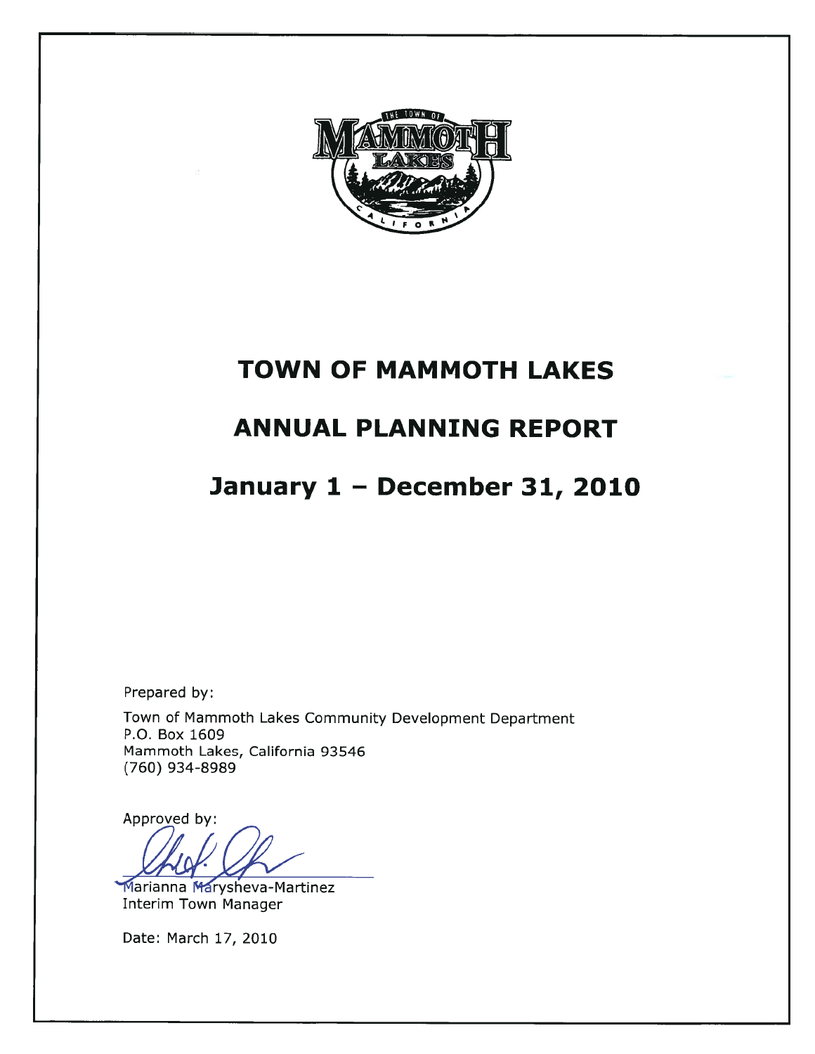# TOWN OF MAMMOTH LAKES

# ANNUAL PLANNING REPORT

# January 1 – December 31, 2010

Prepared by:

Town of Mammoth Lakes Community Development Department
P.O. Box 1609
Mammoth Lakes, California 93546
(760) 934-8989

Approved by:

Marianna Marysheva-Martinez
Interim Town Manager

Date: March 17, 2010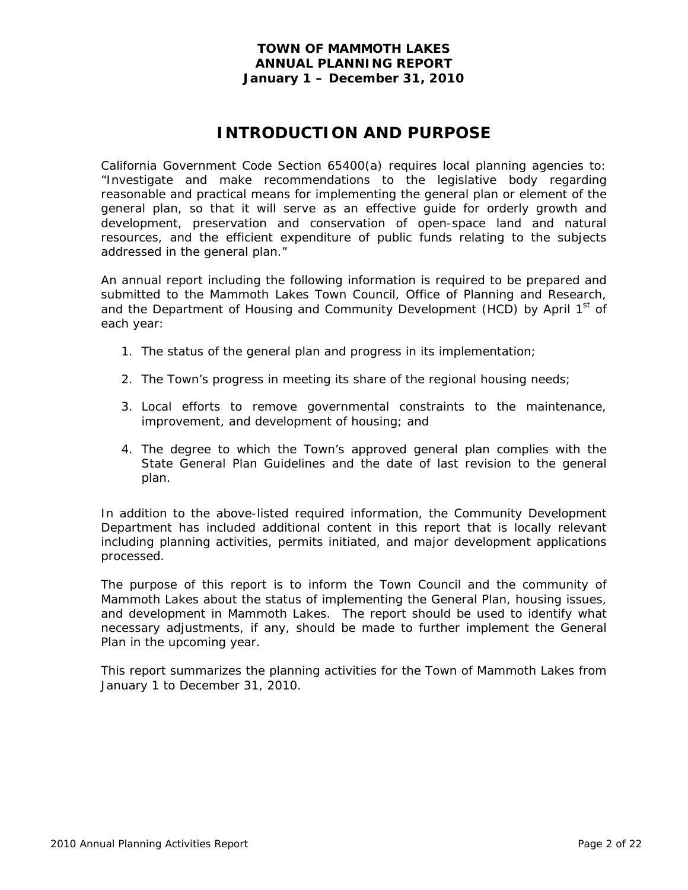**TOWN OF MAMMOTH LAKES**
**ANNUAL PLANNING REPORT**
**January 1 – December 31, 2010**

# INTRODUCTION AND PURPOSE

California Government Code Section 65400(a) requires local planning agencies to: "Investigate and make recommendations to the legislative body regarding reasonable and practical means for implementing the general plan or element of the general plan, so that it will serve as an effective guide for orderly growth and development, preservation and conservation of open-space land and natural resources, and the efficient expenditure of public funds relating to the subjects addressed in the general plan."

An annual report including the following information is required to be prepared and submitted to the Mammoth Lakes Town Council, Office of Planning and Research, and the Department of Housing and Community Development (HCD) by April 1st of each year:

1. The status of the general plan and progress in its implementation;
2. The Town's progress in meeting its share of the regional housing needs;
3. Local efforts to remove governmental constraints to the maintenance, improvement, and development of housing; and
4. The degree to which the Town's approved general plan complies with the State General Plan Guidelines and the date of last revision to the general plan.

In addition to the above-listed required information, the Community Development Department has included additional content in this report that is locally relevant including planning activities, permits initiated, and major development applications processed.

The purpose of this report is to inform the Town Council and the community of Mammoth Lakes about the status of implementing the General Plan, housing issues, and development in Mammoth Lakes. The report should be used to identify what necessary adjustments, if any, should be made to further implement the General Plan in the upcoming year.

This report summarizes the planning activities for the Town of Mammoth Lakes from January 1 to December 31, 2010.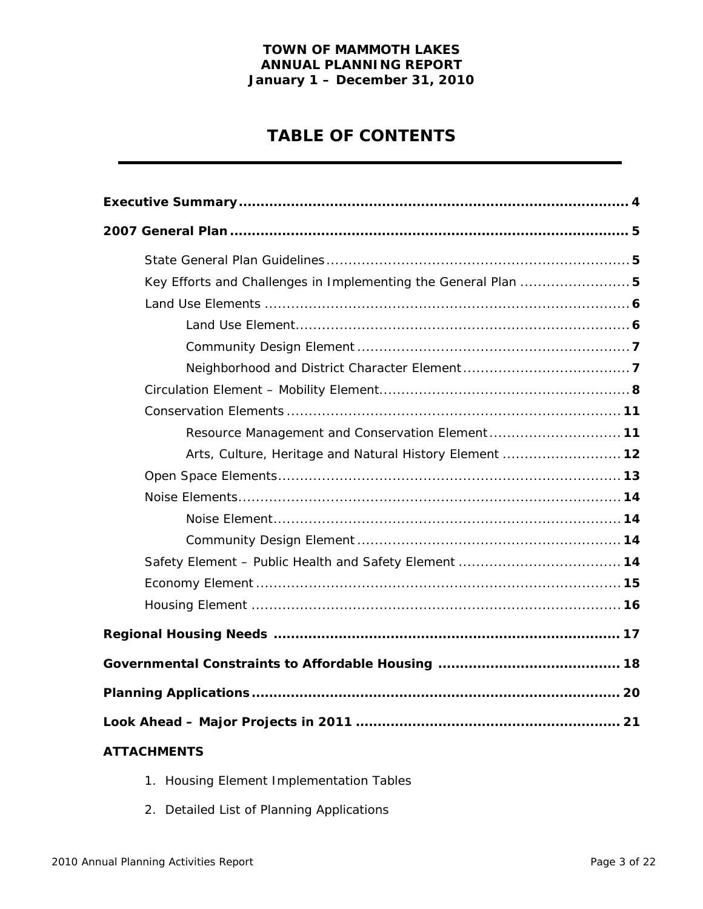**TOWN OF MAMMOTH LAKES**
**ANNUAL PLANNING REPORT**
**January 1 – December 31, 2010**

# TABLE OF CONTENTS

**Executive Summary** ........................................................................................ **4**

**2007 General Plan** ........................................................................................ **5**

- State General Plan Guidelines ........................................................................ **5**
- Key Efforts and Challenges in Implementing the General Plan ......................... **5**
- Land Use Elements ........................................................................................ **6**
  - Land Use Element ........................................................................................ **6**
  - Community Design Element .......................................................................... **7**
  - Neighborhood and District Character Element ................................................ **7**
- Circulation Element – Mobility Element ........................................................... **8**
- Conservation Elements ................................................................................... **11**
  - Resource Management and Conservation Element ........................................... **11**
  - Arts, Culture, Heritage and Natural History Element ....................................... **12**
- Open Space Elements ..................................................................................... **13**
- Noise Elements .............................................................................................. **14**
  - Noise Element ............................................................................................. **14**
  - Community Design Element .......................................................................... **14**
- Safety Element – Public Health and Safety Element ......................................... **14**
- Economy Element ........................................................................................... **15**
- Housing Element ............................................................................................ **16**

**Regional Housing Needs** ................................................................................ **17**

**Governmental Constraints to Affordable Housing** ............................................ **18**

**Planning Applications** .................................................................................... **20**

**Look Ahead – Major Projects in 2011** ............................................................. **21**

**ATTACHMENTS**

1. Housing Element Implementation Tables
2. Detailed List of Planning Applications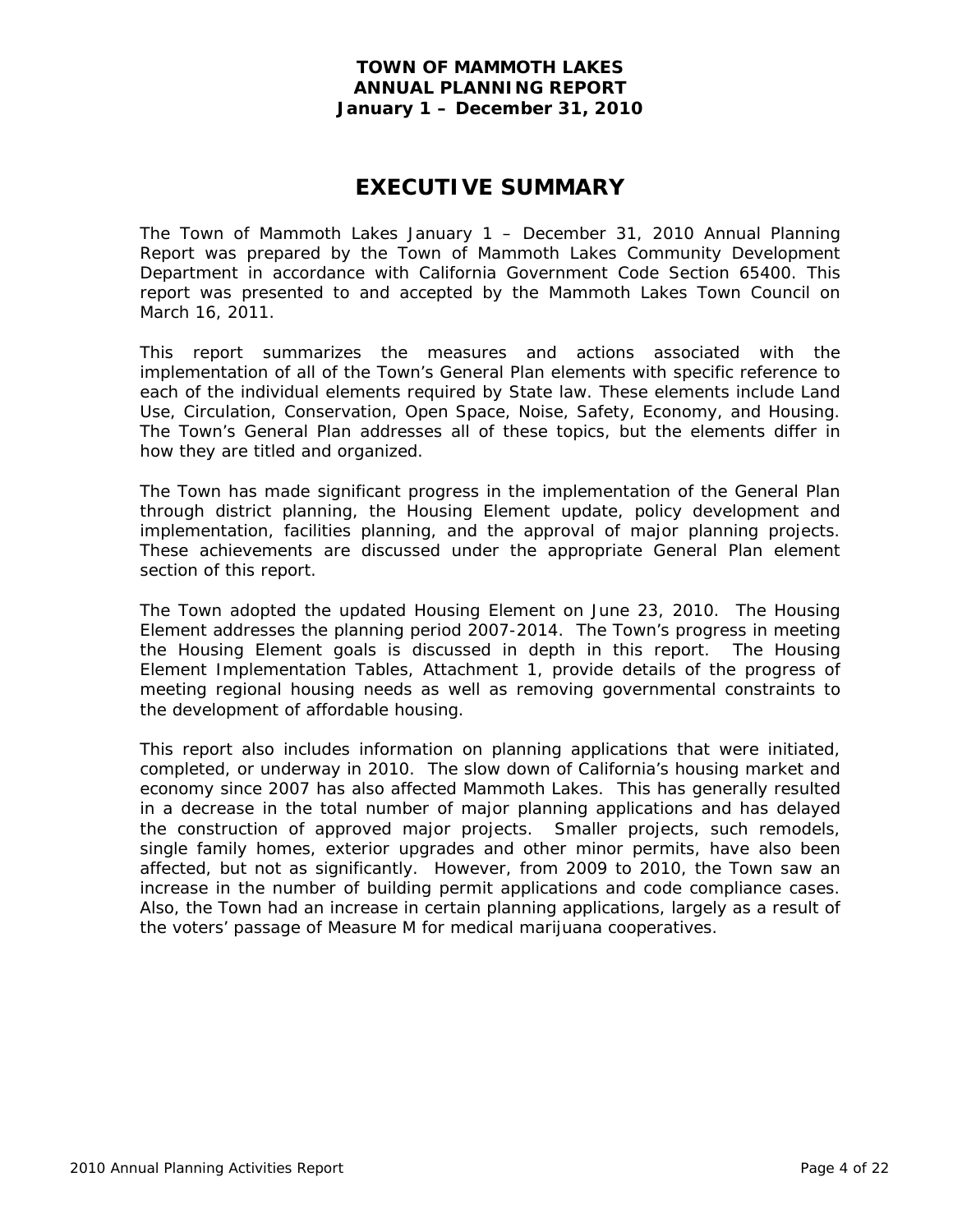**TOWN OF MAMMOTH LAKES**
**ANNUAL PLANNING REPORT**
**January 1 – December 31, 2010**

# EXECUTIVE SUMMARY

The Town of Mammoth Lakes January 1 – December 31, 2010 Annual Planning Report was prepared by the Town of Mammoth Lakes Community Development Department in accordance with California Government Code Section 65400. This report was presented to and accepted by the Mammoth Lakes Town Council on March 16, 2011.

This report summarizes the measures and actions associated with the implementation of all of the Town's General Plan elements with specific reference to each of the individual elements required by State law. These elements include Land Use, Circulation, Conservation, Open Space, Noise, Safety, Economy, and Housing. The Town's General Plan addresses all of these topics, but the elements differ in how they are titled and organized.

The Town has made significant progress in the implementation of the General Plan through district planning, the Housing Element update, policy development and implementation, facilities planning, and the approval of major planning projects. These achievements are discussed under the appropriate General Plan element section of this report.

The Town adopted the updated Housing Element on June 23, 2010. The Housing Element addresses the planning period 2007-2014. The Town's progress in meeting the Housing Element goals is discussed in depth in this report. The Housing Element Implementation Tables, Attachment 1, provide details of the progress of meeting regional housing needs as well as removing governmental constraints to the development of affordable housing.

This report also includes information on planning applications that were initiated, completed, or underway in 2010. The slow down of California's housing market and economy since 2007 has also affected Mammoth Lakes. This has generally resulted in a decrease in the total number of major planning applications and has delayed the construction of approved major projects. Smaller projects, such remodels, single family homes, exterior upgrades and other minor permits, have also been affected, but not as significantly. However, from 2009 to 2010, the Town saw an increase in the number of building permit applications and code compliance cases. Also, the Town had an increase in certain planning applications, largely as a result of the voters' passage of Measure M for medical marijuana cooperatives.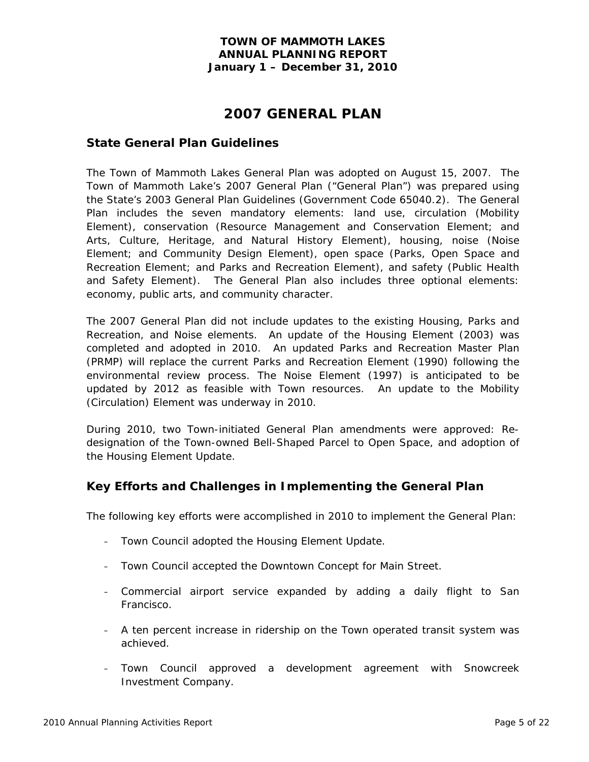# 2007 GENERAL PLAN

## State General Plan Guidelines

The Town of Mammoth Lakes General Plan was adopted on August 15, 2007. The Town of Mammoth Lake's 2007 General Plan ("General Plan") was prepared using the State's 2003 General Plan Guidelines (Government Code 65040.2). The General Plan includes the seven mandatory elements: land use, circulation (Mobility Element), conservation (Resource Management and Conservation Element; and Arts, Culture, Heritage, and Natural History Element), housing, noise (Noise Element; and Community Design Element), open space (Parks, Open Space and Recreation Element; and Parks and Recreation Element), and safety (Public Health and Safety Element). The General Plan also includes three optional elements: economy, public arts, and community character.

The 2007 General Plan did not include updates to the existing Housing, Parks and Recreation, and Noise elements. An update of the Housing Element (2003) was completed and adopted in 2010. An updated Parks and Recreation Master Plan (PRMP) will replace the current Parks and Recreation Element (1990) following the environmental review process. The Noise Element (1997) is anticipated to be updated by 2012 as feasible with Town resources. An update to the Mobility (Circulation) Element was underway in 2010.

During 2010, two Town-initiated General Plan amendments were approved: Re-designation of the Town-owned Bell-Shaped Parcel to Open Space, and adoption of the Housing Element Update.

## Key Efforts and Challenges in Implementing the General Plan

The following key efforts were accomplished in 2010 to implement the General Plan:

- Town Council adopted the Housing Element Update.
- Town Council accepted the Downtown Concept for Main Street.
- Commercial airport service expanded by adding a daily flight to San Francisco.
- A ten percent increase in ridership on the Town operated transit system was achieved.
- Town Council approved a development agreement with Snowcreek Investment Company.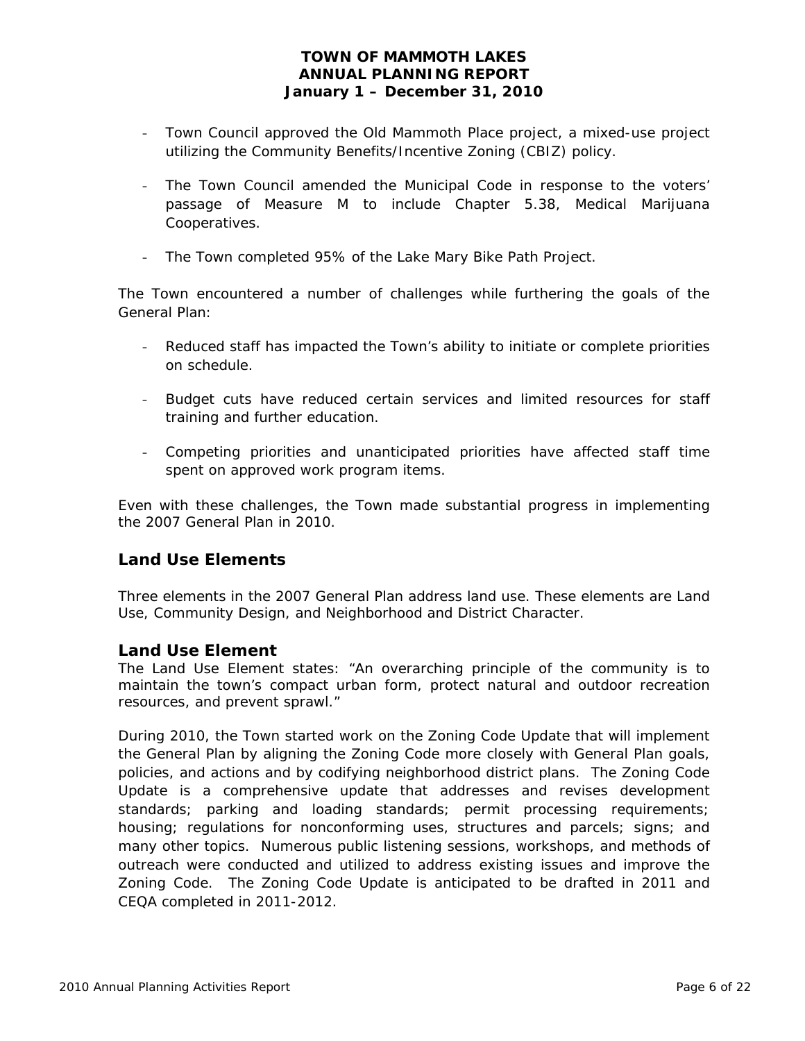- Town Council approved the Old Mammoth Place project, a mixed-use project utilizing the Community Benefits/Incentive Zoning (CBIZ) policy.

- The Town Council amended the Municipal Code in response to the voters' passage of Measure M to include Chapter 5.38, Medical Marijuana Cooperatives.

- The Town completed 95% of the Lake Mary Bike Path Project.

The Town encountered a number of challenges while furthering the goals of the General Plan:

- Reduced staff has impacted the Town's ability to initiate or complete priorities on schedule.

- Budget cuts have reduced certain services and limited resources for staff training and further education.

- Competing priorities and unanticipated priorities have affected staff time spent on approved work program items.

Even with these challenges, the Town made substantial progress in implementing the 2007 General Plan in 2010.

## Land Use Elements

Three elements in the 2007 General Plan address land use. These elements are Land Use, Community Design, and Neighborhood and District Character.

### Land Use Element

The Land Use Element states: "An overarching principle of the community is to maintain the town's compact urban form, protect natural and outdoor recreation resources, and prevent sprawl."

During 2010, the Town started work on the Zoning Code Update that will implement the General Plan by aligning the Zoning Code more closely with General Plan goals, policies, and actions and by codifying neighborhood district plans. The Zoning Code Update is a comprehensive update that addresses and revises development standards; parking and loading standards; permit processing requirements; housing; regulations for nonconforming uses, structures and parcels; signs; and many other topics. Numerous public listening sessions, workshops, and methods of outreach were conducted and utilized to address existing issues and improve the Zoning Code. The Zoning Code Update is anticipated to be drafted in 2011 and CEQA completed in 2011-2012.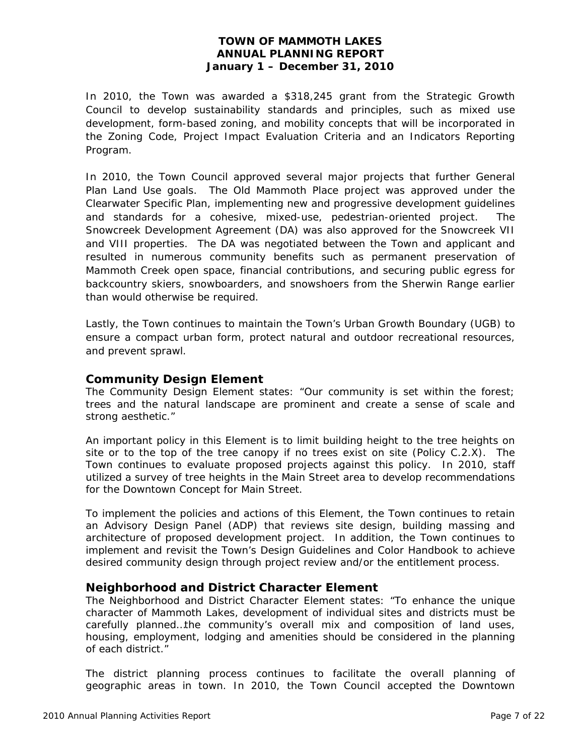In 2010, the Town was awarded a $318,245 grant from the Strategic Growth Council to develop sustainability standards and principles, such as mixed use development, form-based zoning, and mobility concepts that will be incorporated in the Zoning Code, Project Impact Evaluation Criteria and an Indicators Reporting Program.

In 2010, the Town Council approved several major projects that further General Plan Land Use goals. The Old Mammoth Place project was approved under the Clearwater Specific Plan, implementing new and progressive development guidelines and standards for a cohesive, mixed-use, pedestrian-oriented project. The Snowcreek Development Agreement (DA) was also approved for the Snowcreek VII and VIII properties. The DA was negotiated between the Town and applicant and resulted in numerous community benefits such as permanent preservation of Mammoth Creek open space, financial contributions, and securing public egress for backcountry skiers, snowboarders, and snowshoers from the Sherwin Range earlier than would otherwise be required.

Lastly, the Town continues to maintain the Town's Urban Growth Boundary (UGB) to ensure a compact urban form, protect natural and outdoor recreational resources, and prevent sprawl.

## Community Design Element

The Community Design Element states: "Our community is set within the forest; trees and the natural landscape are prominent and create a sense of scale and strong aesthetic."

An important policy in this Element is to limit building height to the tree heights on site or to the top of the tree canopy if no trees exist on site (Policy C.2.X). The Town continues to evaluate proposed projects against this policy. In 2010, staff utilized a survey of tree heights in the Main Street area to develop recommendations for the Downtown Concept for Main Street.

To implement the policies and actions of this Element, the Town continues to retain an Advisory Design Panel (ADP) that reviews site design, building massing and architecture of proposed development project. In addition, the Town continues to implement and revisit the Town's Design Guidelines and Color Handbook to achieve desired community design through project review and/or the entitlement process.

## Neighborhood and District Character Element

The Neighborhood and District Character Element states: "To enhance the unique character of Mammoth Lakes, development of individual sites and districts must be carefully planned…the community's overall mix and composition of land uses, housing, employment, lodging and amenities should be considered in the planning of each district."

The district planning process continues to facilitate the overall planning of geographic areas in town. In 2010, the Town Council accepted the Downtown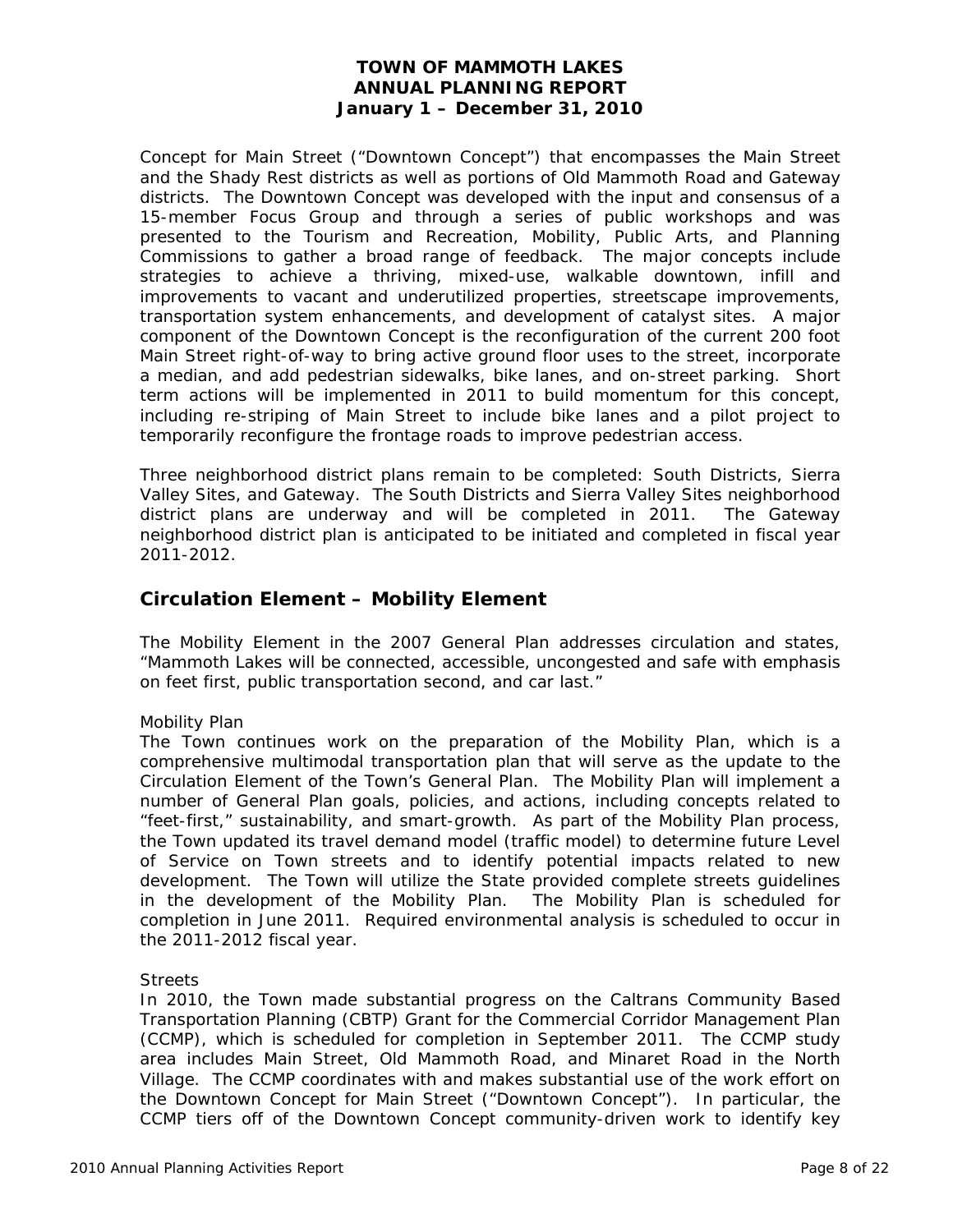Concept for Main Street ("Downtown Concept") that encompasses the Main Street and the Shady Rest districts as well as portions of Old Mammoth Road and Gateway districts. The Downtown Concept was developed with the input and consensus of a 15-member Focus Group and through a series of public workshops and was presented to the Tourism and Recreation, Mobility, Public Arts, and Planning Commissions to gather a broad range of feedback. The major concepts include strategies to achieve a thriving, mixed-use, walkable downtown, infill and improvements to vacant and underutilized properties, streetscape improvements, transportation system enhancements, and development of catalyst sites. A major component of the Downtown Concept is the reconfiguration of the current 200 foot Main Street right-of-way to bring active ground floor uses to the street, incorporate a median, and add pedestrian sidewalks, bike lanes, and on-street parking. Short term actions will be implemented in 2011 to build momentum for this concept, including re-striping of Main Street to include bike lanes and a pilot project to temporarily reconfigure the frontage roads to improve pedestrian access.

Three neighborhood district plans remain to be completed: South Districts, Sierra Valley Sites, and Gateway. The South Districts and Sierra Valley Sites neighborhood district plans are underway and will be completed in 2011. The Gateway neighborhood district plan is anticipated to be initiated and completed in fiscal year 2011-2012.

## Circulation Element – Mobility Element

The Mobility Element in the 2007 General Plan addresses circulation and states, "Mammoth Lakes will be connected, accessible, uncongested and safe with emphasis on feet first, public transportation second, and car last."

Mobility Plan

The Town continues work on the preparation of the Mobility Plan, which is a comprehensive multimodal transportation plan that will serve as the update to the Circulation Element of the Town's General Plan. The Mobility Plan will implement a number of General Plan goals, policies, and actions, including concepts related to "feet-first," sustainability, and smart-growth. As part of the Mobility Plan process, the Town updated its travel demand model (traffic model) to determine future Level of Service on Town streets and to identify potential impacts related to new development. The Town will utilize the State provided complete streets guidelines in the development of the Mobility Plan. The Mobility Plan is scheduled for completion in June 2011. Required environmental analysis is scheduled to occur in the 2011-2012 fiscal year.

Streets

In 2010, the Town made substantial progress on the Caltrans Community Based Transportation Planning (CBTP) Grant for the Commercial Corridor Management Plan (CCMP), which is scheduled for completion in September 2011. The CCMP study area includes Main Street, Old Mammoth Road, and Minaret Road in the North Village. The CCMP coordinates with and makes substantial use of the work effort on the Downtown Concept for Main Street ("Downtown Concept"). In particular, the CCMP tiers off of the Downtown Concept community-driven work to identify key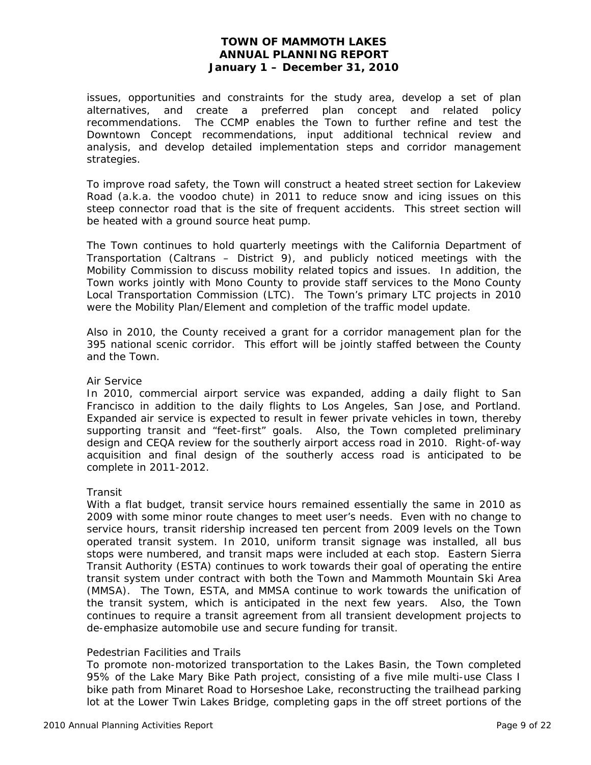issues, opportunities and constraints for the study area, develop a set of plan alternatives, and create a preferred plan concept and related policy recommendations. The CCMP enables the Town to further refine and test the Downtown Concept recommendations, input additional technical review and analysis, and develop detailed implementation steps and corridor management strategies.

To improve road safety, the Town will construct a heated street section for Lakeview Road (a.k.a. the voodoo chute) in 2011 to reduce snow and icing issues on this steep connector road that is the site of frequent accidents. This street section will be heated with a ground source heat pump.

The Town continues to hold quarterly meetings with the California Department of Transportation (Caltrans – District 9), and publicly noticed meetings with the Mobility Commission to discuss mobility related topics and issues. In addition, the Town works jointly with Mono County to provide staff services to the Mono County Local Transportation Commission (LTC). The Town's primary LTC projects in 2010 were the Mobility Plan/Element and completion of the traffic model update.

Also in 2010, the County received a grant for a corridor management plan for the 395 national scenic corridor. This effort will be jointly staffed between the County and the Town.

Air Service

In 2010, commercial airport service was expanded, adding a daily flight to San Francisco in addition to the daily flights to Los Angeles, San Jose, and Portland. Expanded air service is expected to result in fewer private vehicles in town, thereby supporting transit and "feet-first" goals. Also, the Town completed preliminary design and CEQA review for the southerly airport access road in 2010. Right-of-way acquisition and final design of the southerly access road is anticipated to be complete in 2011-2012.

Transit

With a flat budget, transit service hours remained essentially the same in 2010 as 2009 with some minor route changes to meet user's needs. Even with no change to service hours, transit ridership increased ten percent from 2009 levels on the Town operated transit system. In 2010, uniform transit signage was installed, all bus stops were numbered, and transit maps were included at each stop. Eastern Sierra Transit Authority (ESTA) continues to work towards their goal of operating the entire transit system under contract with both the Town and Mammoth Mountain Ski Area (MMSA). The Town, ESTA, and MMSA continue to work towards the unification of the transit system, which is anticipated in the next few years. Also, the Town continues to require a transit agreement from all transient development projects to de-emphasize automobile use and secure funding for transit.

Pedestrian Facilities and Trails

To promote non-motorized transportation to the Lakes Basin, the Town completed 95% of the Lake Mary Bike Path project, consisting of a five mile multi-use Class I bike path from Minaret Road to Horseshoe Lake, reconstructing the trailhead parking lot at the Lower Twin Lakes Bridge, completing gaps in the off street portions of the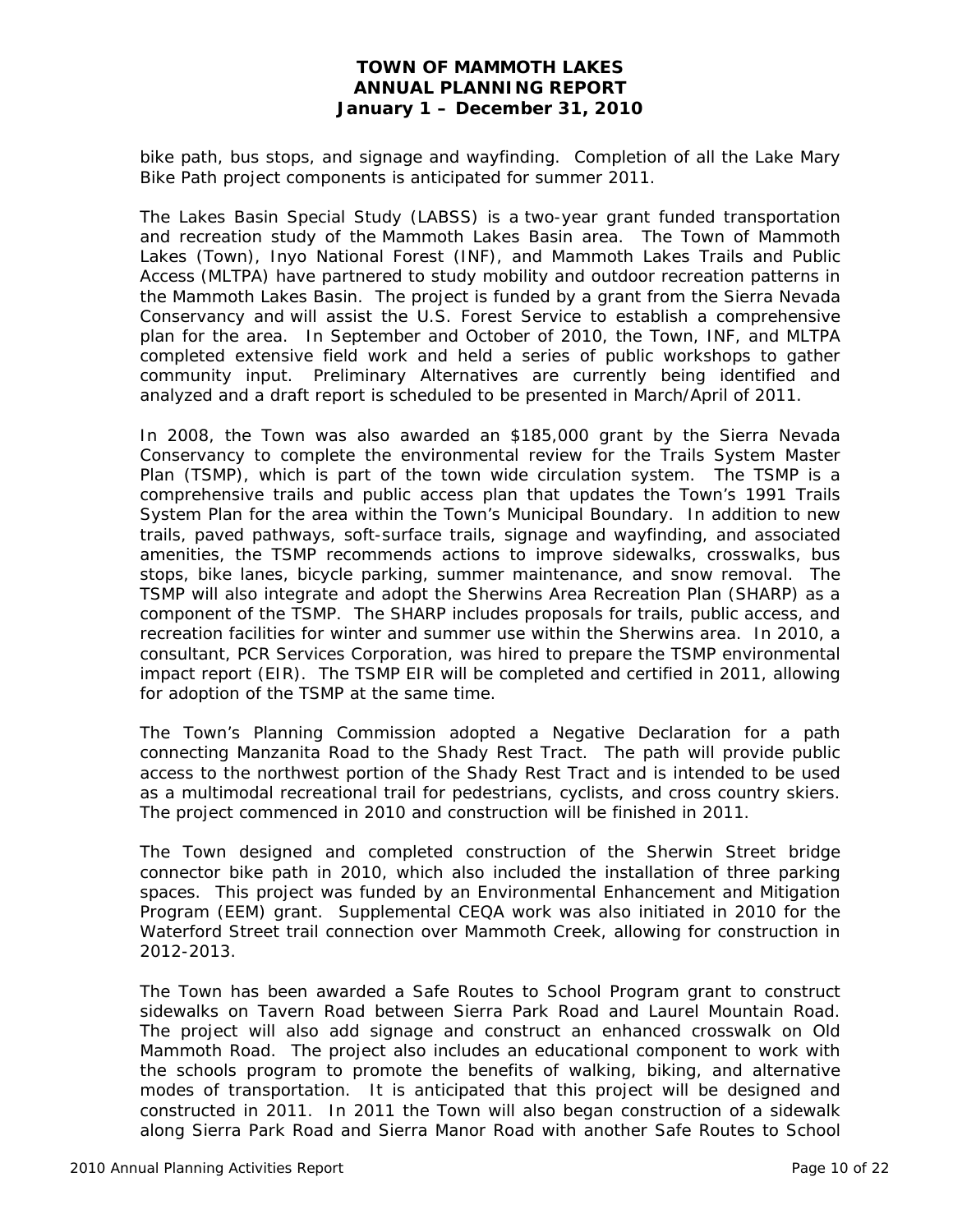bike path, bus stops, and signage and wayfinding. Completion of all the Lake Mary Bike Path project components is anticipated for summer 2011.

The Lakes Basin Special Study (LABSS) is a two-year grant funded transportation and recreation study of the Mammoth Lakes Basin area. The Town of Mammoth Lakes (Town), Inyo National Forest (INF), and Mammoth Lakes Trails and Public Access (MLTPA) have partnered to study mobility and outdoor recreation patterns in the Mammoth Lakes Basin. The project is funded by a grant from the Sierra Nevada Conservancy and will assist the U.S. Forest Service to establish a comprehensive plan for the area. In September and October of 2010, the Town, INF, and MLTPA completed extensive field work and held a series of public workshops to gather community input. Preliminary Alternatives are currently being identified and analyzed and a draft report is scheduled to be presented in March/April of 2011.

In 2008, the Town was also awarded an $185,000 grant by the Sierra Nevada Conservancy to complete the environmental review for the Trails System Master Plan (TSMP), which is part of the town wide circulation system. The TSMP is a comprehensive trails and public access plan that updates the Town's 1991 Trails System Plan for the area within the Town's Municipal Boundary. In addition to new trails, paved pathways, soft-surface trails, signage and wayfinding, and associated amenities, the TSMP recommends actions to improve sidewalks, crosswalks, bus stops, bike lanes, bicycle parking, summer maintenance, and snow removal. The TSMP will also integrate and adopt the Sherwins Area Recreation Plan (SHARP) as a component of the TSMP. The SHARP includes proposals for trails, public access, and recreation facilities for winter and summer use within the Sherwins area. In 2010, a consultant, PCR Services Corporation, was hired to prepare the TSMP environmental impact report (EIR). The TSMP EIR will be completed and certified in 2011, allowing for adoption of the TSMP at the same time.

The Town's Planning Commission adopted a Negative Declaration for a path connecting Manzanita Road to the Shady Rest Tract. The path will provide public access to the northwest portion of the Shady Rest Tract and is intended to be used as a multimodal recreational trail for pedestrians, cyclists, and cross country skiers. The project commenced in 2010 and construction will be finished in 2011.

The Town designed and completed construction of the Sherwin Street bridge connector bike path in 2010, which also included the installation of three parking spaces. This project was funded by an Environmental Enhancement and Mitigation Program (EEM) grant. Supplemental CEQA work was also initiated in 2010 for the Waterford Street trail connection over Mammoth Creek, allowing for construction in 2012-2013.

The Town has been awarded a Safe Routes to School Program grant to construct sidewalks on Tavern Road between Sierra Park Road and Laurel Mountain Road. The project will also add signage and construct an enhanced crosswalk on Old Mammoth Road. The project also includes an educational component to work with the schools program to promote the benefits of walking, biking, and alternative modes of transportation. It is anticipated that this project will be designed and constructed in 2011. In 2011 the Town will also began construction of a sidewalk along Sierra Park Road and Sierra Manor Road with another Safe Routes to School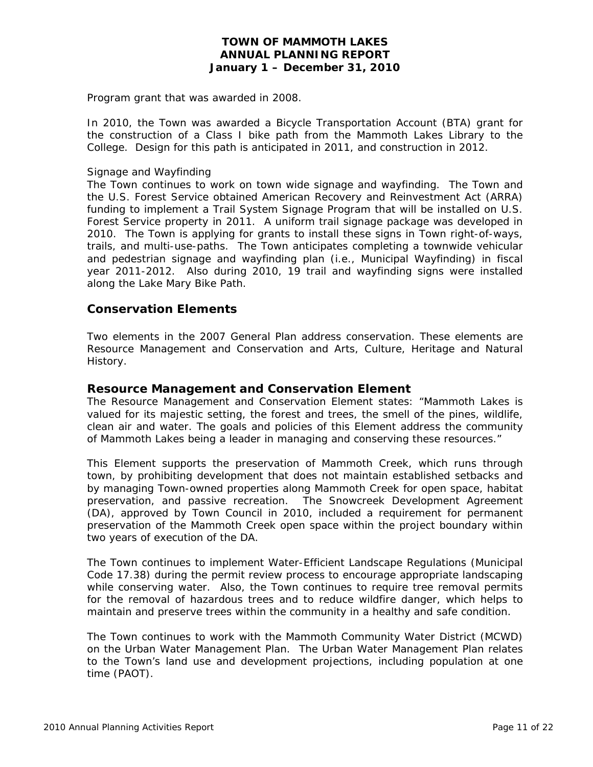Program grant that was awarded in 2008.

In 2010, the Town was awarded a Bicycle Transportation Account (BTA) grant for the construction of a Class I bike path from the Mammoth Lakes Library to the College. Design for this path is anticipated in 2011, and construction in 2012.

Signage and Wayfinding

The Town continues to work on town wide signage and wayfinding. The Town and the U.S. Forest Service obtained American Recovery and Reinvestment Act (ARRA) funding to implement a Trail System Signage Program that will be installed on U.S. Forest Service property in 2011. A uniform trail signage package was developed in 2010. The Town is applying for grants to install these signs in Town right-of-ways, trails, and multi-use-paths. The Town anticipates completing a townwide vehicular and pedestrian signage and wayfinding plan (i.e., Municipal Wayfinding) in fiscal year 2011-2012. Also during 2010, 19 trail and wayfinding signs were installed along the Lake Mary Bike Path.

## Conservation Elements

Two elements in the 2007 General Plan address conservation. These elements are Resource Management and Conservation and Arts, Culture, Heritage and Natural History.

## Resource Management and Conservation Element

The Resource Management and Conservation Element states: "Mammoth Lakes is valued for its majestic setting, the forest and trees, the smell of the pines, wildlife, clean air and water. The goals and policies of this Element address the community of Mammoth Lakes being a leader in managing and conserving these resources."

This Element supports the preservation of Mammoth Creek, which runs through town, by prohibiting development that does not maintain established setbacks and by managing Town-owned properties along Mammoth Creek for open space, habitat preservation, and passive recreation. The Snowcreek Development Agreement (DA), approved by Town Council in 2010, included a requirement for permanent preservation of the Mammoth Creek open space within the project boundary within two years of execution of the DA.

The Town continues to implement Water-Efficient Landscape Regulations (Municipal Code 17.38) during the permit review process to encourage appropriate landscaping while conserving water. Also, the Town continues to require tree removal permits for the removal of hazardous trees and to reduce wildfire danger, which helps to maintain and preserve trees within the community in a healthy and safe condition.

The Town continues to work with the Mammoth Community Water District (MCWD) on the Urban Water Management Plan. The Urban Water Management Plan relates to the Town's land use and development projections, including population at one time (PAOT).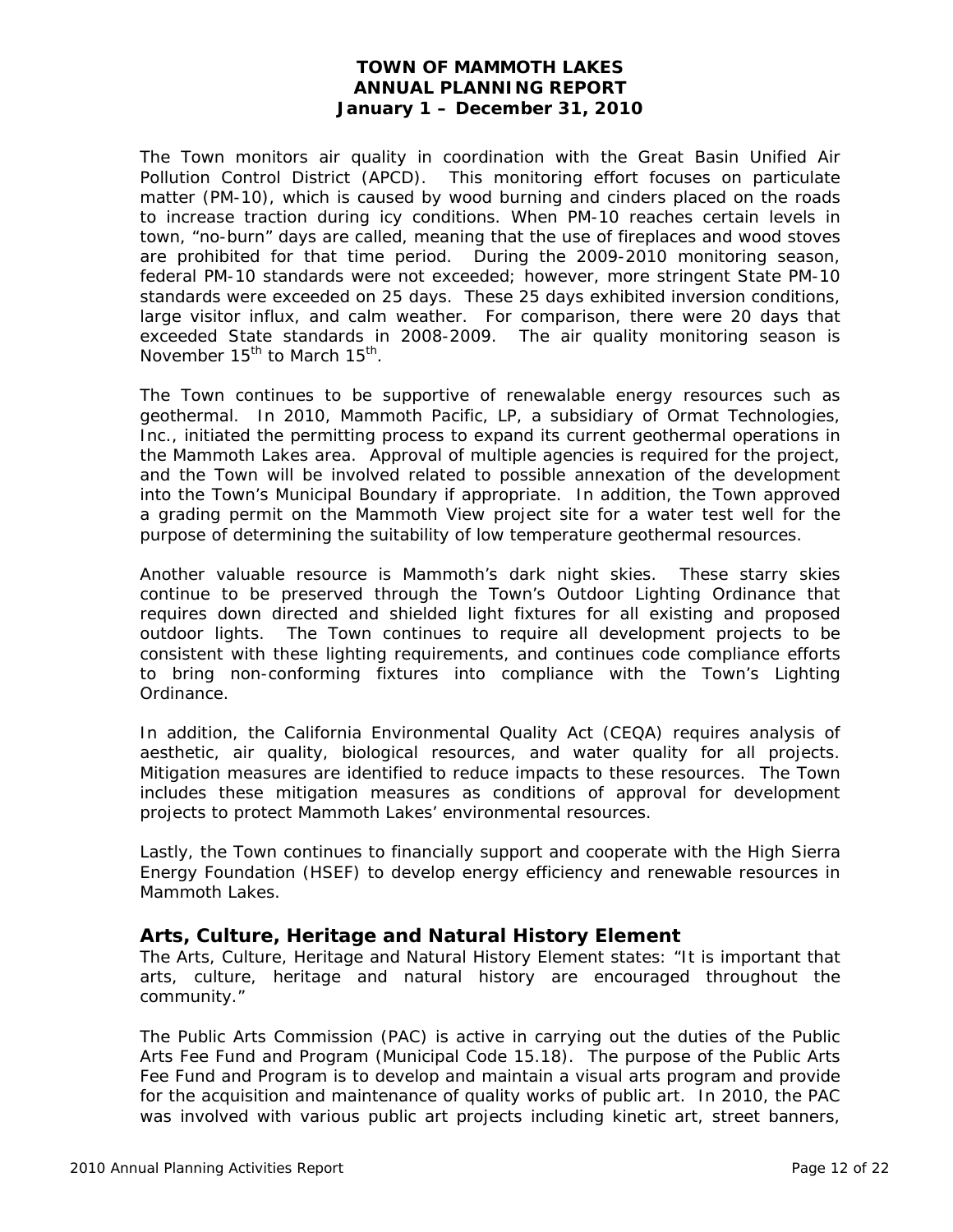The Town monitors air quality in coordination with the Great Basin Unified Air Pollution Control District (APCD). This monitoring effort focuses on particulate matter (PM-10), which is caused by wood burning and cinders placed on the roads to increase traction during icy conditions. When PM-10 reaches certain levels in town, "no-burn" days are called, meaning that the use of fireplaces and wood stoves are prohibited for that time period. During the 2009-2010 monitoring season, federal PM-10 standards were not exceeded; however, more stringent State PM-10 standards were exceeded on 25 days. These 25 days exhibited inversion conditions, large visitor influx, and calm weather. For comparison, there were 20 days that exceeded State standards in 2008-2009. The air quality monitoring season is November 15th to March 15th.

The Town continues to be supportive of renewalable energy resources such as geothermal. In 2010, Mammoth Pacific, LP, a subsidiary of Ormat Technologies, Inc., initiated the permitting process to expand its current geothermal operations in the Mammoth Lakes area. Approval of multiple agencies is required for the project, and the Town will be involved related to possible annexation of the development into the Town's Municipal Boundary if appropriate. In addition, the Town approved a grading permit on the Mammoth View project site for a water test well for the purpose of determining the suitability of low temperature geothermal resources.

Another valuable resource is Mammoth's dark night skies. These starry skies continue to be preserved through the Town's Outdoor Lighting Ordinance that requires down directed and shielded light fixtures for all existing and proposed outdoor lights. The Town continues to require all development projects to be consistent with these lighting requirements, and continues code compliance efforts to bring non-conforming fixtures into compliance with the Town's Lighting Ordinance.

In addition, the California Environmental Quality Act (CEQA) requires analysis of aesthetic, air quality, biological resources, and water quality for all projects. Mitigation measures are identified to reduce impacts to these resources. The Town includes these mitigation measures as conditions of approval for development projects to protect Mammoth Lakes' environmental resources.

Lastly, the Town continues to financially support and cooperate with the High Sierra Energy Foundation (HSEF) to develop energy efficiency and renewable resources in Mammoth Lakes.

## Arts, Culture, Heritage and Natural History Element

The Arts, Culture, Heritage and Natural History Element states: "It is important that arts, culture, heritage and natural history are encouraged throughout the community."

The Public Arts Commission (PAC) is active in carrying out the duties of the Public Arts Fee Fund and Program (Municipal Code 15.18). The purpose of the Public Arts Fee Fund and Program is to develop and maintain a visual arts program and provide for the acquisition and maintenance of quality works of public art. In 2010, the PAC was involved with various public art projects including kinetic art, street banners,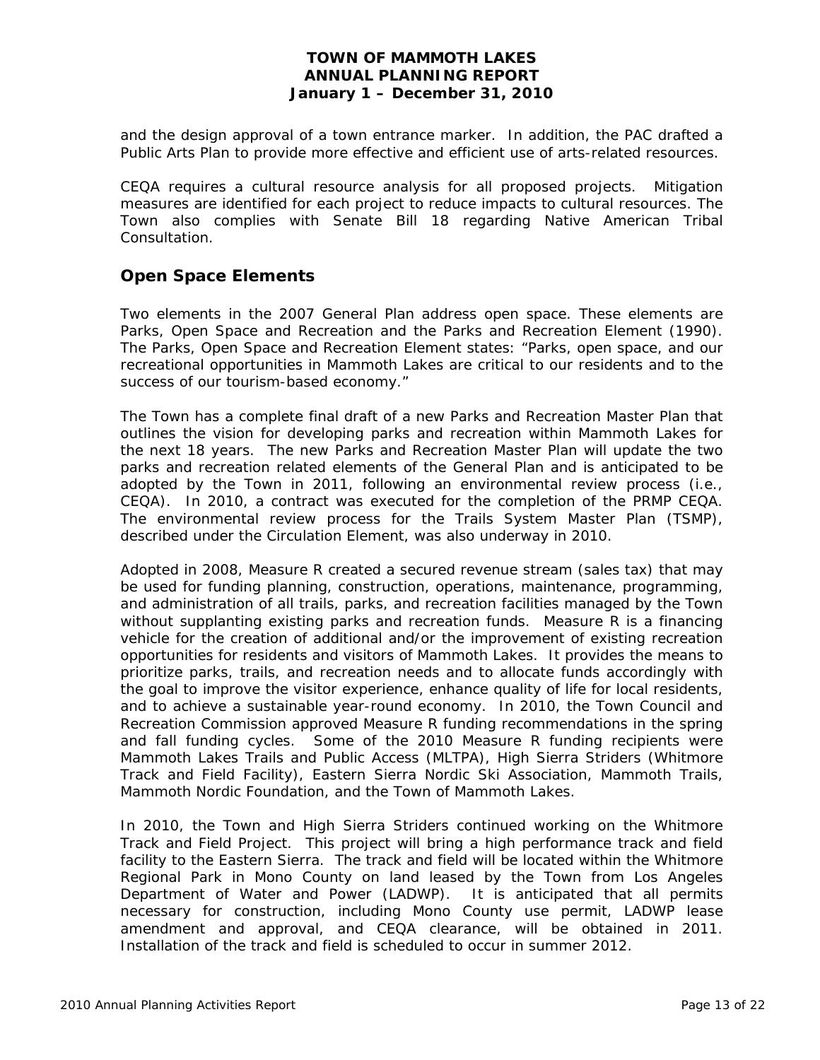and the design approval of a town entrance marker. In addition, the PAC drafted a Public Arts Plan to provide more effective and efficient use of arts-related resources.

CEQA requires a cultural resource analysis for all proposed projects. Mitigation measures are identified for each project to reduce impacts to cultural resources. The Town also complies with Senate Bill 18 regarding Native American Tribal Consultation.

## Open Space Elements

Two elements in the 2007 General Plan address open space. These elements are Parks, Open Space and Recreation and the Parks and Recreation Element (1990). The Parks, Open Space and Recreation Element states: "Parks, open space, and our recreational opportunities in Mammoth Lakes are critical to our residents and to the success of our tourism-based economy."

The Town has a complete final draft of a new Parks and Recreation Master Plan that outlines the vision for developing parks and recreation within Mammoth Lakes for the next 18 years. The new Parks and Recreation Master Plan will update the two parks and recreation related elements of the General Plan and is anticipated to be adopted by the Town in 2011, following an environmental review process (i.e., CEQA). In 2010, a contract was executed for the completion of the PRMP CEQA. The environmental review process for the Trails System Master Plan (TSMP), described under the Circulation Element, was also underway in 2010.

Adopted in 2008, Measure R created a secured revenue stream (sales tax) that may be used for funding planning, construction, operations, maintenance, programming, and administration of all trails, parks, and recreation facilities managed by the Town without supplanting existing parks and recreation funds. Measure R is a financing vehicle for the creation of additional and/or the improvement of existing recreation opportunities for residents and visitors of Mammoth Lakes. It provides the means to prioritize parks, trails, and recreation needs and to allocate funds accordingly with the goal to improve the visitor experience, enhance quality of life for local residents, and to achieve a sustainable year-round economy. In 2010, the Town Council and Recreation Commission approved Measure R funding recommendations in the spring and fall funding cycles. Some of the 2010 Measure R funding recipients were Mammoth Lakes Trails and Public Access (MLTPA), High Sierra Striders (Whitmore Track and Field Facility), Eastern Sierra Nordic Ski Association, Mammoth Trails, Mammoth Nordic Foundation, and the Town of Mammoth Lakes.

In 2010, the Town and High Sierra Striders continued working on the Whitmore Track and Field Project. This project will bring a high performance track and field facility to the Eastern Sierra. The track and field will be located within the Whitmore Regional Park in Mono County on land leased by the Town from Los Angeles Department of Water and Power (LADWP). It is anticipated that all permits necessary for construction, including Mono County use permit, LADWP lease amendment and approval, and CEQA clearance, will be obtained in 2011. Installation of the track and field is scheduled to occur in summer 2012.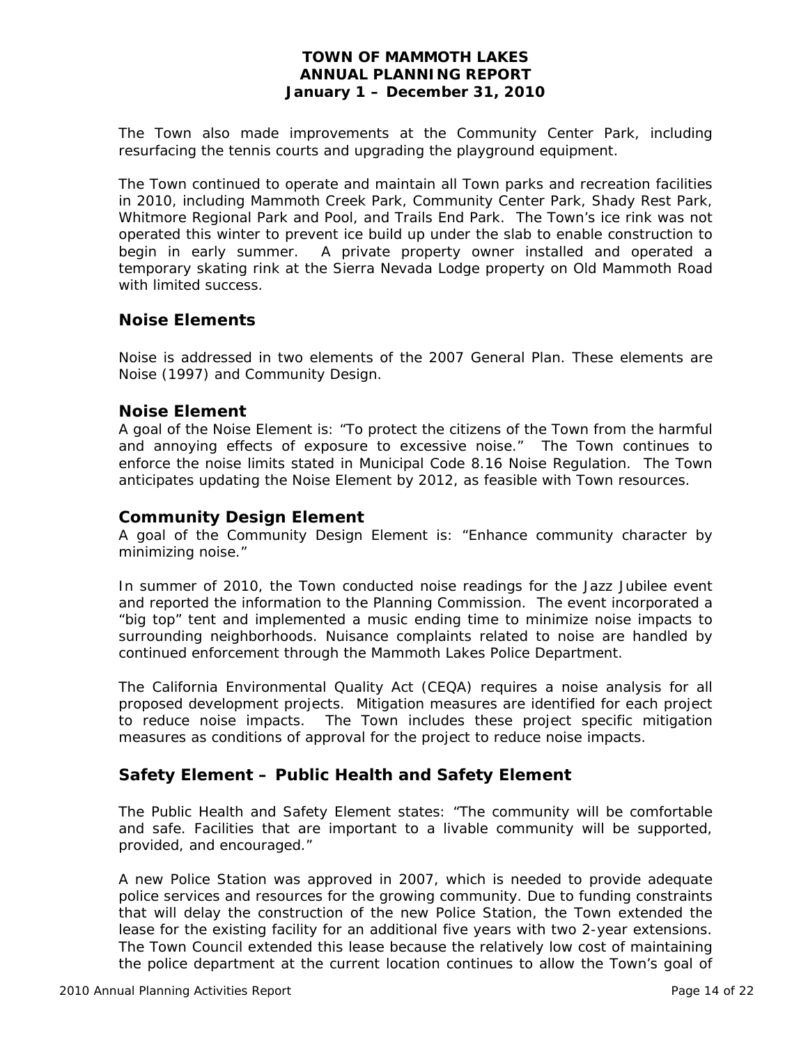The Town also made improvements at the Community Center Park, including resurfacing the tennis courts and upgrading the playground equipment.

The Town continued to operate and maintain all Town parks and recreation facilities in 2010, including Mammoth Creek Park, Community Center Park, Shady Rest Park, Whitmore Regional Park and Pool, and Trails End Park. The Town's ice rink was not operated this winter to prevent ice build up under the slab to enable construction to begin in early summer. A private property owner installed and operated a temporary skating rink at the Sierra Nevada Lodge property on Old Mammoth Road with limited success.

## Noise Elements

Noise is addressed in two elements of the 2007 General Plan. These elements are Noise (1997) and Community Design.

### Noise Element

A goal of the Noise Element is: "To protect the citizens of the Town from the harmful and annoying effects of exposure to excessive noise." The Town continues to enforce the noise limits stated in Municipal Code 8.16 Noise Regulation. The Town anticipates updating the Noise Element by 2012, as feasible with Town resources.

### Community Design Element

A goal of the Community Design Element is: "Enhance community character by minimizing noise."

In summer of 2010, the Town conducted noise readings for the Jazz Jubilee event and reported the information to the Planning Commission. The event incorporated a "big top" tent and implemented a music ending time to minimize noise impacts to surrounding neighborhoods. Nuisance complaints related to noise are handled by continued enforcement through the Mammoth Lakes Police Department.

The California Environmental Quality Act (CEQA) requires a noise analysis for all proposed development projects. Mitigation measures are identified for each project to reduce noise impacts. The Town includes these project specific mitigation measures as conditions of approval for the project to reduce noise impacts.

## Safety Element – Public Health and Safety Element

The Public Health and Safety Element states: "The community will be comfortable and safe. Facilities that are important to a livable community will be supported, provided, and encouraged."

A new Police Station was approved in 2007, which is needed to provide adequate police services and resources for the growing community. Due to funding constraints that will delay the construction of the new Police Station, the Town extended the lease for the existing facility for an additional five years with two 2-year extensions. The Town Council extended this lease because the relatively low cost of maintaining the police department at the current location continues to allow the Town's goal of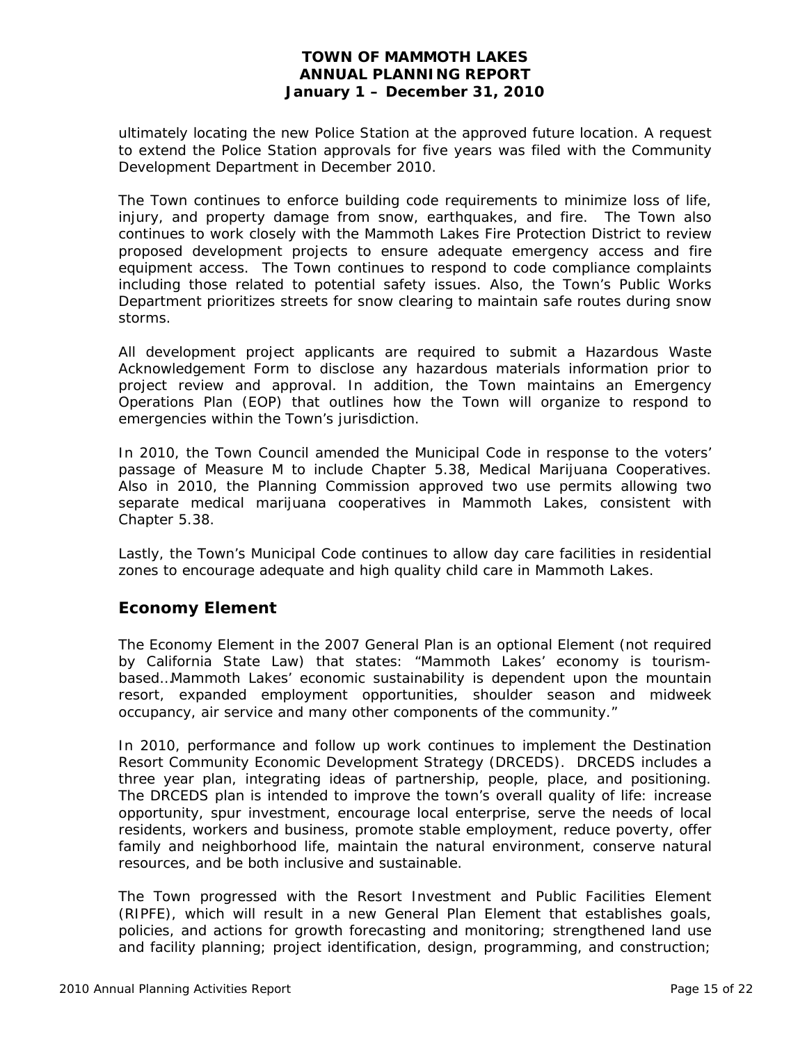ultimately locating the new Police Station at the approved future location. A request to extend the Police Station approvals for five years was filed with the Community Development Department in December 2010.

The Town continues to enforce building code requirements to minimize loss of life, injury, and property damage from snow, earthquakes, and fire. The Town also continues to work closely with the Mammoth Lakes Fire Protection District to review proposed development projects to ensure adequate emergency access and fire equipment access. The Town continues to respond to code compliance complaints including those related to potential safety issues. Also, the Town's Public Works Department prioritizes streets for snow clearing to maintain safe routes during snow storms.

All development project applicants are required to submit a Hazardous Waste Acknowledgement Form to disclose any hazardous materials information prior to project review and approval. In addition, the Town maintains an Emergency Operations Plan (EOP) that outlines how the Town will organize to respond to emergencies within the Town's jurisdiction.

In 2010, the Town Council amended the Municipal Code in response to the voters' passage of Measure M to include Chapter 5.38, Medical Marijuana Cooperatives. Also in 2010, the Planning Commission approved two use permits allowing two separate medical marijuana cooperatives in Mammoth Lakes, consistent with Chapter 5.38.

Lastly, the Town's Municipal Code continues to allow day care facilities in residential zones to encourage adequate and high quality child care in Mammoth Lakes.

## Economy Element

The Economy Element in the 2007 General Plan is an optional Element (not required by California State Law) that states: "Mammoth Lakes' economy is tourism-based…Mammoth Lakes' economic sustainability is dependent upon the mountain resort, expanded employment opportunities, shoulder season and midweek occupancy, air service and many other components of the community."

In 2010, performance and follow up work continues to implement the Destination Resort Community Economic Development Strategy (DRCEDS). DRCEDS includes a three year plan, integrating ideas of partnership, people, place, and positioning. The DRCEDS plan is intended to improve the town's overall quality of life: increase opportunity, spur investment, encourage local enterprise, serve the needs of local residents, workers and business, promote stable employment, reduce poverty, offer family and neighborhood life, maintain the natural environment, conserve natural resources, and be both inclusive and sustainable.

The Town progressed with the Resort Investment and Public Facilities Element (RIPFE), which will result in a new General Plan Element that establishes goals, policies, and actions for growth forecasting and monitoring; strengthened land use and facility planning; project identification, design, programming, and construction;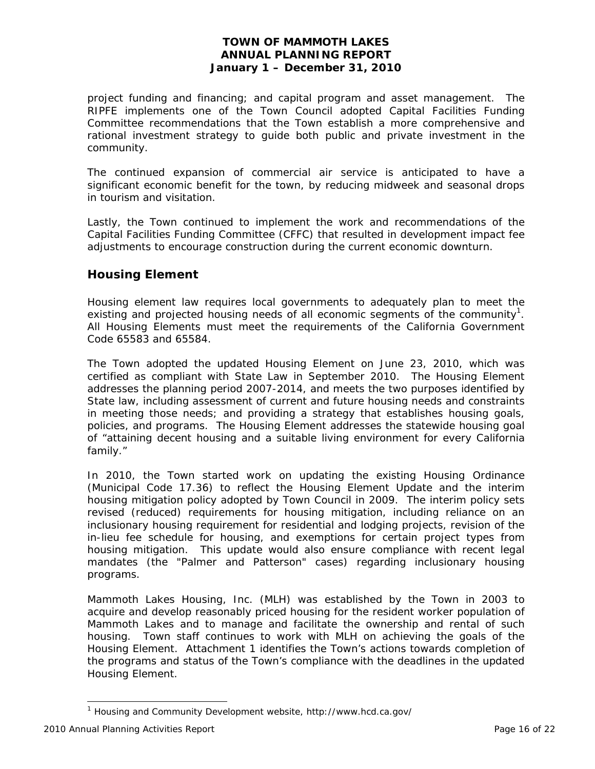project funding and financing; and capital program and asset management. The RIPFE implements one of the Town Council adopted Capital Facilities Funding Committee recommendations that the Town establish a more comprehensive and rational investment strategy to guide both public and private investment in the community.

The continued expansion of commercial air service is anticipated to have a significant economic benefit for the town, by reducing midweek and seasonal drops in tourism and visitation.

Lastly, the Town continued to implement the work and recommendations of the Capital Facilities Funding Committee (CFFC) that resulted in development impact fee adjustments to encourage construction during the current economic downturn.

## Housing Element

Housing element law requires local governments to adequately plan to meet the existing and projected housing needs of all economic segments of the community[1]. All Housing Elements must meet the requirements of the California Government Code 65583 and 65584.

The Town adopted the updated Housing Element on June 23, 2010, which was certified as compliant with State Law in September 2010. The Housing Element addresses the planning period 2007-2014, and meets the two purposes identified by State law, including assessment of current and future housing needs and constraints in meeting those needs; and providing a strategy that establishes housing goals, policies, and programs. The Housing Element addresses the statewide housing goal of "attaining decent housing and a suitable living environment for every California family."

In 2010, the Town started work on updating the existing Housing Ordinance (Municipal Code 17.36) to reflect the Housing Element Update and the interim housing mitigation policy adopted by Town Council in 2009. The interim policy sets revised (reduced) requirements for housing mitigation, including reliance on an inclusionary housing requirement for residential and lodging projects, revision of the in-lieu fee schedule for housing, and exemptions for certain project types from housing mitigation. This update would also ensure compliance with recent legal mandates (the "Palmer and Patterson" cases) regarding inclusionary housing programs.

Mammoth Lakes Housing, Inc. (MLH) was established by the Town in 2003 to acquire and develop reasonably priced housing for the resident worker population of Mammoth Lakes and to manage and facilitate the ownership and rental of such housing. Town staff continues to work with MLH on achieving the goals of the Housing Element. Attachment 1 identifies the Town's actions towards completion of the programs and status of the Town's compliance with the deadlines in the updated Housing Element.

[1] Housing and Community Development website, http://www.hcd.ca.gov/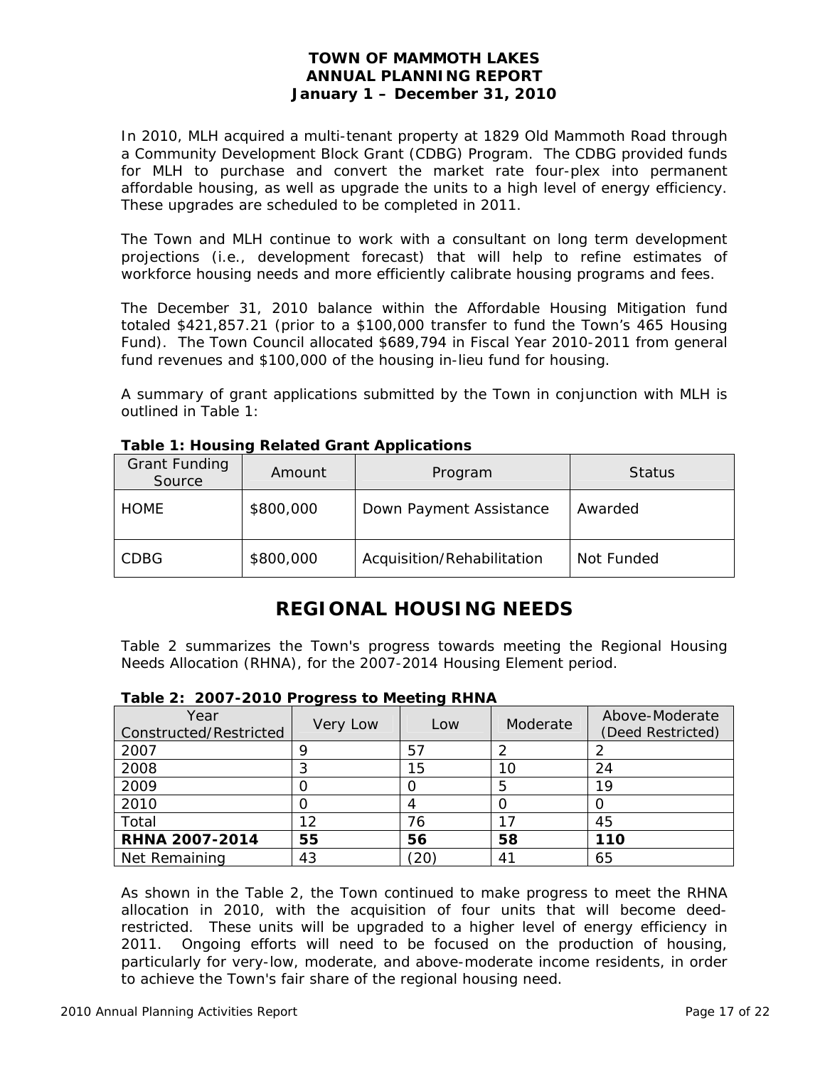In 2010, MLH acquired a multi-tenant property at 1829 Old Mammoth Road through a Community Development Block Grant (CDBG) Program. The CDBG provided funds for MLH to purchase and convert the market rate four-plex into permanent affordable housing, as well as upgrade the units to a high level of energy efficiency. These upgrades are scheduled to be completed in 2011.

The Town and MLH continue to work with a consultant on long term development projections (i.e., development forecast) that will help to refine estimates of workforce housing needs and more efficiently calibrate housing programs and fees.

The December 31, 2010 balance within the Affordable Housing Mitigation fund totaled $421,857.21 (prior to a $100,000 transfer to fund the Town's 465 Housing Fund). The Town Council allocated $689,794 in Fiscal Year 2010-2011 from general fund revenues and $100,000 of the housing in-lieu fund for housing.

A summary of grant applications submitted by the Town in conjunction with MLH is outlined in Table 1:

**Table 1: Housing Related Grant Applications**

| Grant Funding Source | Amount | Program | Status |
|---|---|---|---|
| HOME | $800,000 | Down Payment Assistance | Awarded |
| CDBG | $800,000 | Acquisition/Rehabilitation | Not Funded |

## REGIONAL HOUSING NEEDS

Table 2 summarizes the Town's progress towards meeting the Regional Housing Needs Allocation (RHNA), for the 2007-2014 Housing Element period.

**Table 2: 2007-2010 Progress to Meeting RHNA**

| Year Constructed/Restricted | Very Low | Low | Moderate | Above-Moderate (Deed Restricted) |
|---|---|---|---|---|
| 2007 | 9 | 57 | 2 | 2 |
| 2008 | 3 | 15 | 10 | 24 |
| 2009 | 0 | 0 | 5 | 19 |
| 2010 | 0 | 4 | 0 | 0 |
| Total | 12 | 76 | 17 | 45 |
| **RHNA 2007-2014** | **55** | **56** | **58** | **110** |
| Net Remaining | 43 | (20) | 41 | 65 |

As shown in the Table 2, the Town continued to make progress to meet the RHNA allocation in 2010, with the acquisition of four units that will become deed-restricted. These units will be upgraded to a higher level of energy efficiency in 2011. Ongoing efforts will need to be focused on the production of housing, particularly for very-low, moderate, and above-moderate income residents, in order to achieve the Town's fair share of the regional housing need.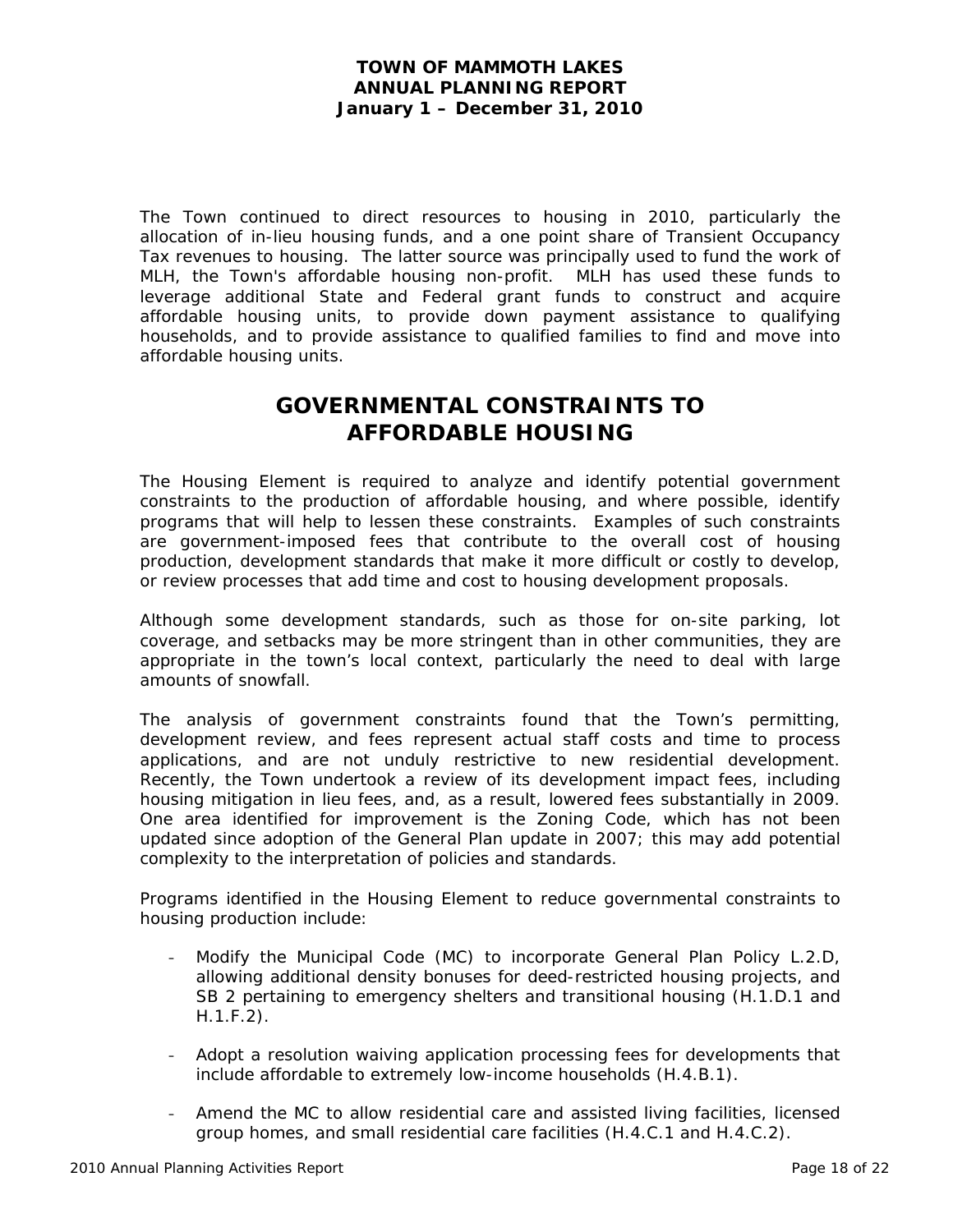The Town continued to direct resources to housing in 2010, particularly the allocation of in-lieu housing funds, and a one point share of Transient Occupancy Tax revenues to housing. The latter source was principally used to fund the work of MLH, the Town's affordable housing non-profit. MLH has used these funds to leverage additional State and Federal grant funds to construct and acquire affordable housing units, to provide down payment assistance to qualifying households, and to provide assistance to qualified families to find and move into affordable housing units.

## GOVERNMENTAL CONSTRAINTS TO AFFORDABLE HOUSING

The Housing Element is required to analyze and identify potential government constraints to the production of affordable housing, and where possible, identify programs that will help to lessen these constraints. Examples of such constraints are government-imposed fees that contribute to the overall cost of housing production, development standards that make it more difficult or costly to develop, or review processes that add time and cost to housing development proposals.

Although some development standards, such as those for on-site parking, lot coverage, and setbacks may be more stringent than in other communities, they are appropriate in the town's local context, particularly the need to deal with large amounts of snowfall.

The analysis of government constraints found that the Town's permitting, development review, and fees represent actual staff costs and time to process applications, and are not unduly restrictive to new residential development. Recently, the Town undertook a review of its development impact fees, including housing mitigation in lieu fees, and, as a result, lowered fees substantially in 2009. One area identified for improvement is the Zoning Code, which has not been updated since adoption of the General Plan update in 2007; this may add potential complexity to the interpretation of policies and standards.

Programs identified in the Housing Element to reduce governmental constraints to housing production include:

- Modify the Municipal Code (MC) to incorporate General Plan Policy L.2.D, allowing additional density bonuses for deed-restricted housing projects, and SB 2 pertaining to emergency shelters and transitional housing (H.1.D.1 and H.1.F.2).
- Adopt a resolution waiving application processing fees for developments that include affordable to extremely low-income households (H.4.B.1).
- Amend the MC to allow residential care and assisted living facilities, licensed group homes, and small residential care facilities (H.4.C.1 and H.4.C.2).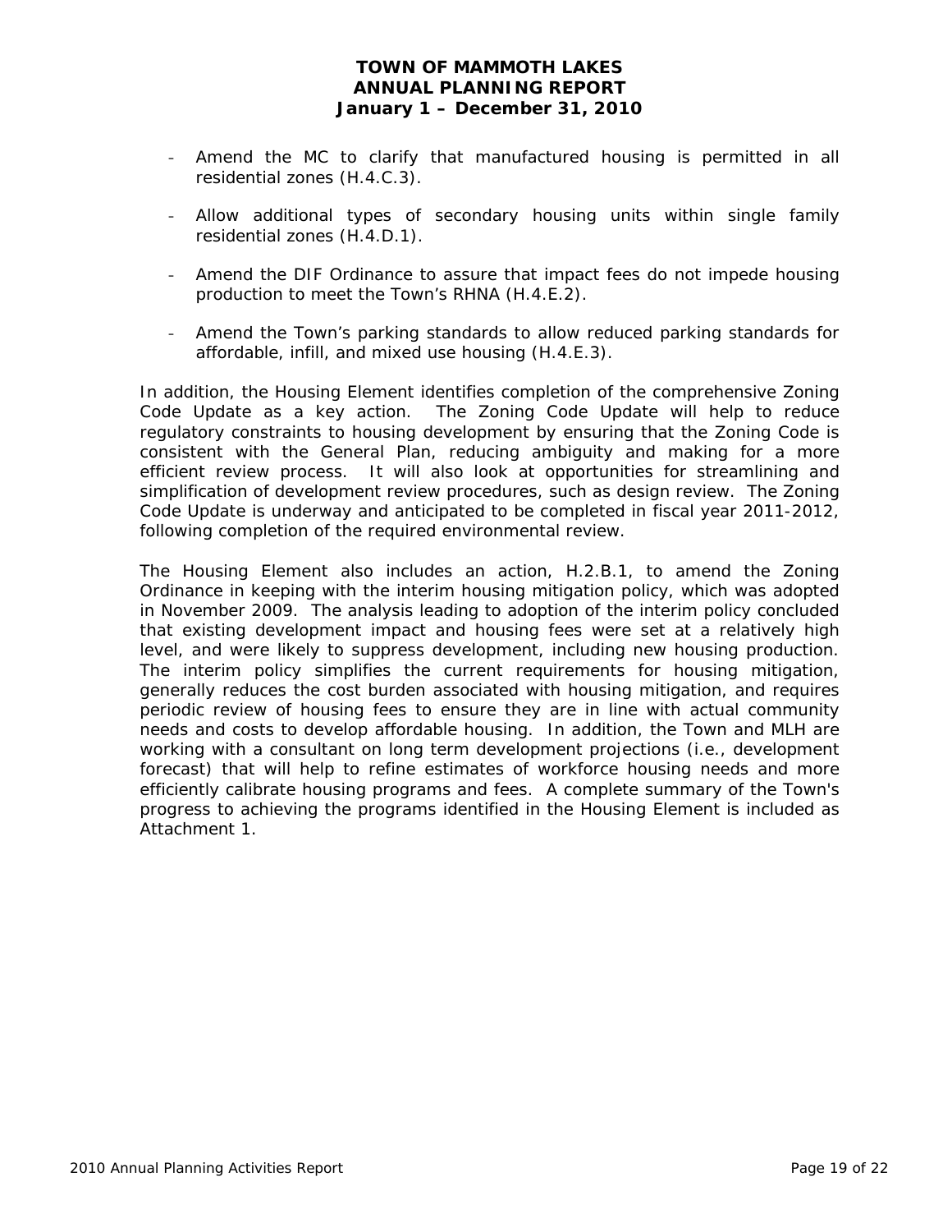- Amend the MC to clarify that manufactured housing is permitted in all residential zones (H.4.C.3).

- Allow additional types of secondary housing units within single family residential zones (H.4.D.1).

- Amend the DIF Ordinance to assure that impact fees do not impede housing production to meet the Town's RHNA (H.4.E.2).

- Amend the Town's parking standards to allow reduced parking standards for affordable, infill, and mixed use housing (H.4.E.3).

In addition, the Housing Element identifies completion of the comprehensive Zoning Code Update as a key action. The Zoning Code Update will help to reduce regulatory constraints to housing development by ensuring that the Zoning Code is consistent with the General Plan, reducing ambiguity and making for a more efficient review process. It will also look at opportunities for streamlining and simplification of development review procedures, such as design review. The Zoning Code Update is underway and anticipated to be completed in fiscal year 2011-2012, following completion of the required environmental review.

The Housing Element also includes an action, H.2.B.1, to amend the Zoning Ordinance in keeping with the interim housing mitigation policy, which was adopted in November 2009. The analysis leading to adoption of the interim policy concluded that existing development impact and housing fees were set at a relatively high level, and were likely to suppress development, including new housing production. The interim policy simplifies the current requirements for housing mitigation, generally reduces the cost burden associated with housing mitigation, and requires periodic review of housing fees to ensure they are in line with actual community needs and costs to develop affordable housing. In addition, the Town and MLH are working with a consultant on long term development projections (i.e., development forecast) that will help to refine estimates of workforce housing needs and more efficiently calibrate housing programs and fees. A complete summary of the Town's progress to achieving the programs identified in the Housing Element is included as Attachment 1.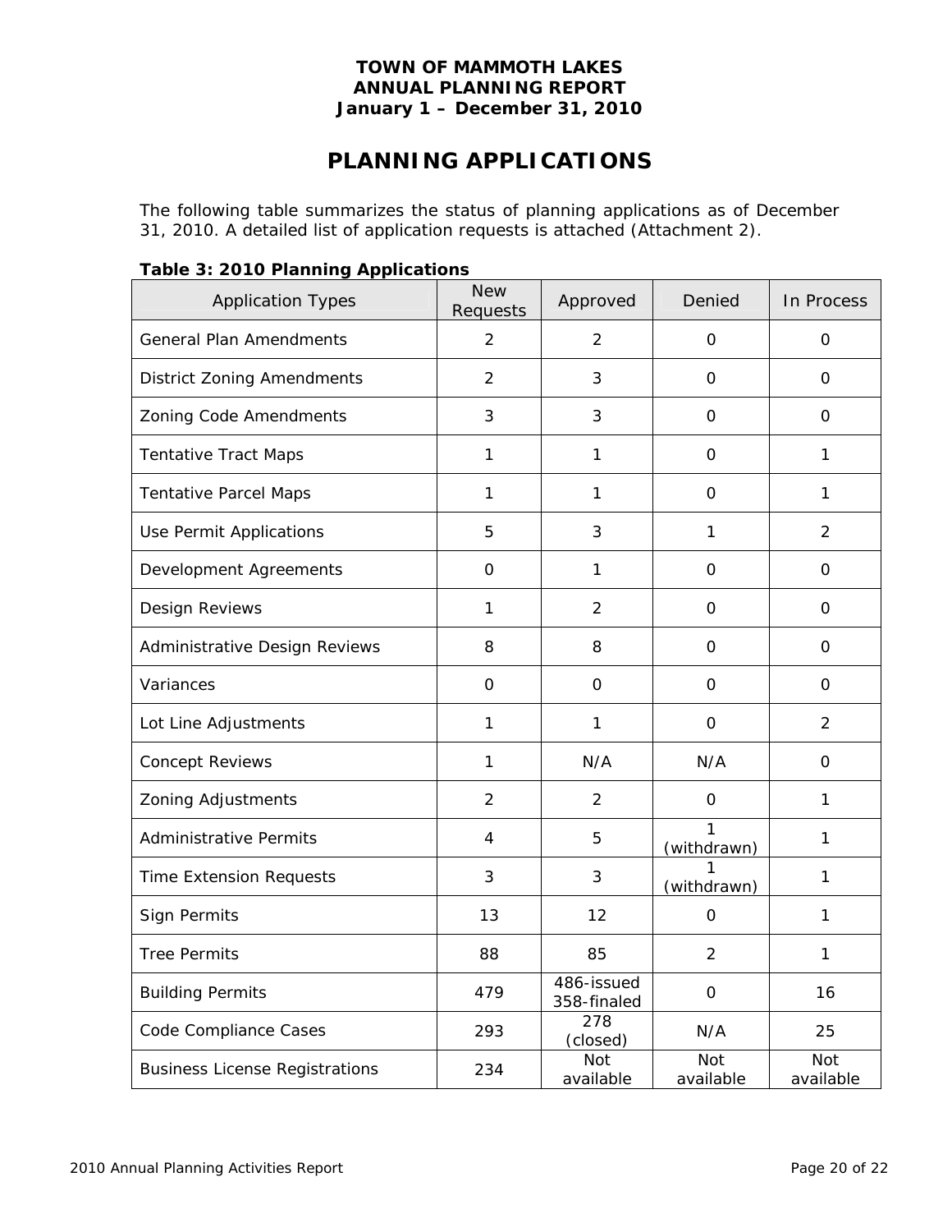**TOWN OF MAMMOTH LAKES**
**ANNUAL PLANNING REPORT**
**January 1 – December 31, 2010**

# PLANNING APPLICATIONS

The following table summarizes the status of planning applications as of December 31, 2010. A detailed list of application requests is attached (Attachment 2).

**Table 3: 2010 Planning Applications**

| Application Types | New Requests | Approved | Denied | In Process |
|---|---|---|---|---|
| General Plan Amendments | 2 | 2 | 0 | 0 |
| District Zoning Amendments | 2 | 3 | 0 | 0 |
| Zoning Code Amendments | 3 | 3 | 0 | 0 |
| Tentative Tract Maps | 1 | 1 | 0 | 1 |
| Tentative Parcel Maps | 1 | 1 | 0 | 1 |
| Use Permit Applications | 5 | 3 | 1 | 2 |
| Development Agreements | 0 | 1 | 0 | 0 |
| Design Reviews | 1 | 2 | 0 | 0 |
| Administrative Design Reviews | 8 | 8 | 0 | 0 |
| Variances | 0 | 0 | 0 | 0 |
| Lot Line Adjustments | 1 | 1 | 0 | 2 |
| Concept Reviews | 1 | N/A | N/A | 0 |
| Zoning Adjustments | 2 | 2 | 0 | 1 |
| Administrative Permits | 4 | 5 | 1 (withdrawn) | 1 |
| Time Extension Requests | 3 | 3 | 1 (withdrawn) | 1 |
| Sign Permits | 13 | 12 | 0 | 1 |
| Tree Permits | 88 | 85 | 2 | 1 |
| Building Permits | 479 | 486-issued 358-finaled | 0 | 16 |
| Code Compliance Cases | 293 | 278 (closed) | N/A | 25 |
| Business License Registrations | 234 | Not available | Not available | Not available |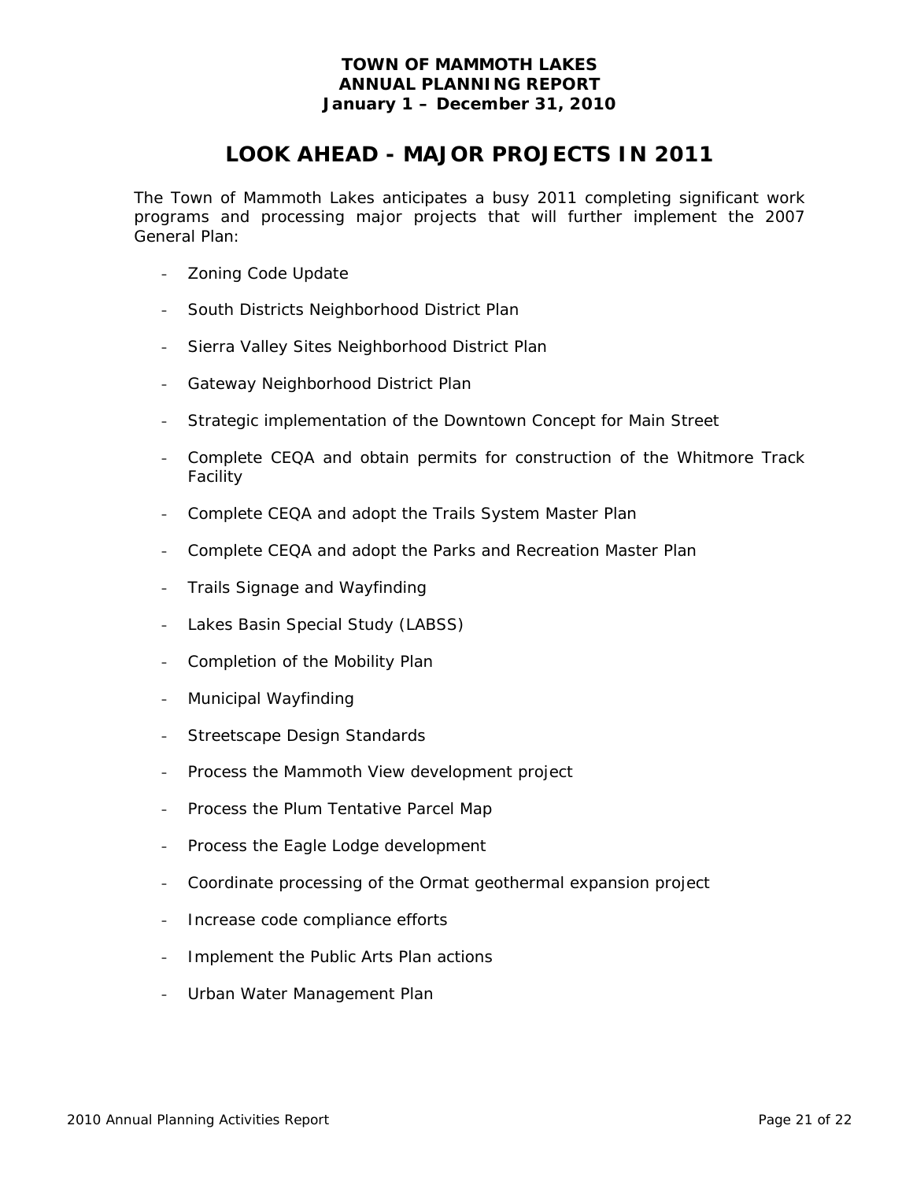# LOOK AHEAD - MAJOR PROJECTS IN 2011

The Town of Mammoth Lakes anticipates a busy 2011 completing significant work programs and processing major projects that will further implement the 2007 General Plan:

- Zoning Code Update
- South Districts Neighborhood District Plan
- Sierra Valley Sites Neighborhood District Plan
- Gateway Neighborhood District Plan
- Strategic implementation of the Downtown Concept for Main Street
- Complete CEQA and obtain permits for construction of the Whitmore Track Facility
- Complete CEQA and adopt the Trails System Master Plan
- Complete CEQA and adopt the Parks and Recreation Master Plan
- Trails Signage and Wayfinding
- Lakes Basin Special Study (LABSS)
- Completion of the Mobility Plan
- Municipal Wayfinding
- Streetscape Design Standards
- Process the Mammoth View development project
- Process the Plum Tentative Parcel Map
- Process the Eagle Lodge development
- Coordinate processing of the Ormat geothermal expansion project
- Increase code compliance efforts
- Implement the Public Arts Plan actions
- Urban Water Management Plan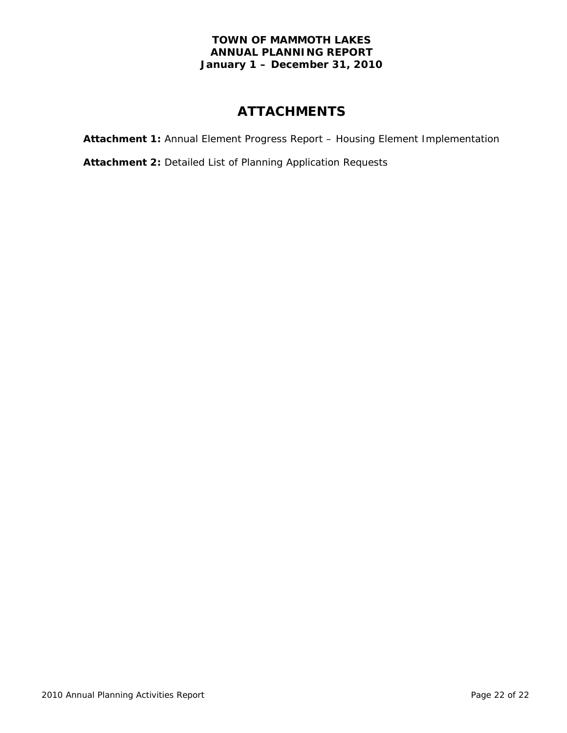**TOWN OF MAMMOTH LAKES**
**ANNUAL PLANNING REPORT**
**January 1 – December 31, 2010**

# ATTACHMENTS

**Attachment 1:** Annual Element Progress Report – Housing Element Implementation

**Attachment 2:** Detailed List of Planning Application Requests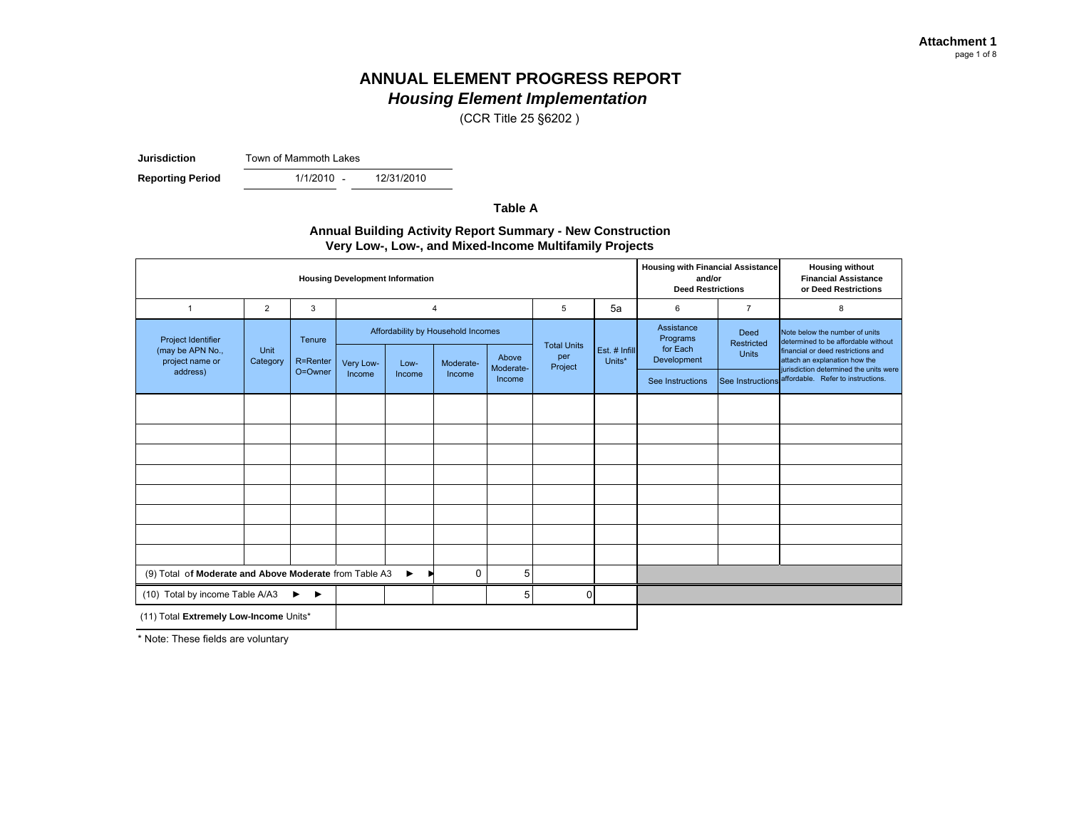**Attachment 1**
page 1 of 8

# ANNUAL ELEMENT PROGRESS REPORT
## *Housing Element Implementation*

(CCR Title 25 §6202 )

**Jurisdiction** Town of Mammoth Lakes

**Reporting Period** 1/1/2010 - 12/31/2010

### Table A

### Annual Building Activity Report Summary - New Construction
### Very Low-, Low-, and Mixed-Income Multifamily Projects

| Housing Development Information | | | | | | | | | Housing with Financial Assistance and/or Deed Restrictions | | Housing without Financial Assistance or Deed Restrictions |
|---|---|---|---|---|---|---|---|---|---|---|---|
| 1 | 2 | 3 | 4 | | | | 5 | 5a | 6 | 7 | 8 |
| Project Identifier (may be APN No., project name or address) | Unit Category | Tenure R=Renter O=Owner | Affordability by Household Incomes: Very Low-Income | Low-Income | Moderate-Income | Above Moderate-Income | Total Units per Project | Est. # Infill Units* | Assistance Programs for Each Development See Instructions | Deed Restricted Units See Instructions | Note below the number of units determined to be affordable without financial or deed restrictions and attach an explanation how the jurisdiction determined the units were affordable. Refer to instructions. |
| | | | | | | | | | | | |
| | | | | | | | | | | | |
| | | | | | | | | | | | |
| | | | | | | | | | | | |
| | | | | | | | | | | | |
| | | | | | | | | | | | |
| | | | | | | | | | | | |
| | | | | | | | | | | | |
| (9) Total of **Moderate and Above Moderate** from Table A3 ► ► | | | | | 0 | 5 | | | | | |
| (10) Total by income Table A/A3 ► ► | | | | | | 5 | 0 | | | | |
| (11) Total **Extremely Low-Income** Units* | | | | | | | | | | | |

\* Note: These fields are voluntary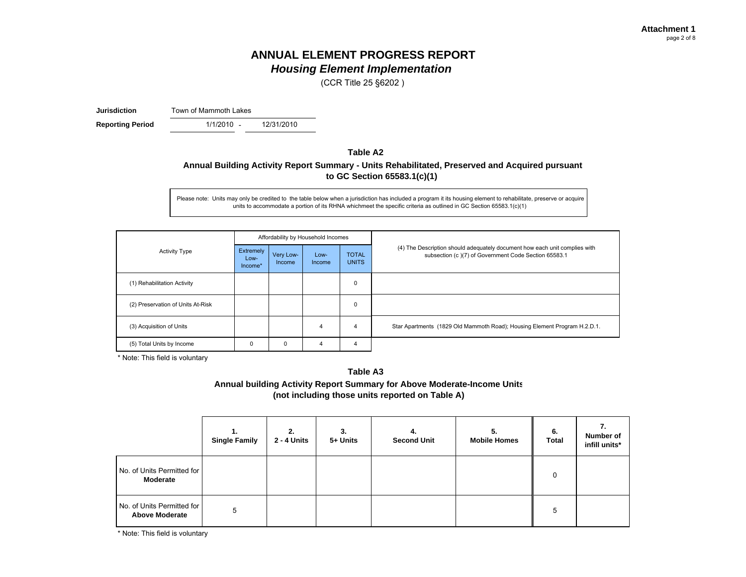**Attachment 1**

# ANNUAL ELEMENT PROGRESS REPORT
## *Housing Element Implementation*

(CCR Title 25 §6202 )

**Jurisdiction** Town of Mammoth Lakes

**Reporting Period** 1/1/2010 - 12/31/2010

### Table A2

**Annual Building Activity Report Summary - Units Rehabilitated, Preserved and Acquired pursuant to GC Section 65583.1(c)(1)**

Please note: Units may only be credited to the table below when a jurisdiction has included a program it its housing element to rehabilitate, preserve or acquire units to accommodate a portion of its RHNA whichmeet the specific criteria as outlined in GC Section 65583.1(c)(1)

| Activity Type | Affordability by Household Incomes | | | | (4) The Description should adequately document how each unit complies with subsection (c )(7) of Government Code Section 65583.1 |
|---|---|---|---|---|---|
| | Extremely Low-Income* | Very Low-Income | Low-Income | TOTAL UNITS | |
| (1) Rehabilitation Activity | | | | 0 | |
| (2) Preservation of Units At-Risk | | | | 0 | |
| (3) Acquisition of Units | | | 4 | 4 | Star Apartments (1829 Old Mammoth Road); Housing Element Program H.2.D.1. |
| (5) Total Units by Income | 0 | 0 | 4 | 4 | |

\* Note: This field is voluntary

### Table A3

**Annual building Activity Report Summary for Above Moderate-Income Units (not including those units reported on Table A)**

| | 1. Single Family | 2. 2 - 4 Units | 3. 5+ Units | 4. Second Unit | 5. Mobile Homes | 6. Total | 7. Number of infill units* |
|---|---|---|---|---|---|---|---|
| No. of Units Permitted for **Moderate** | | | | | | 0 | |
| No. of Units Permitted for **Above Moderate** | 5 | | | | | 5 | |

\* Note: This field is voluntary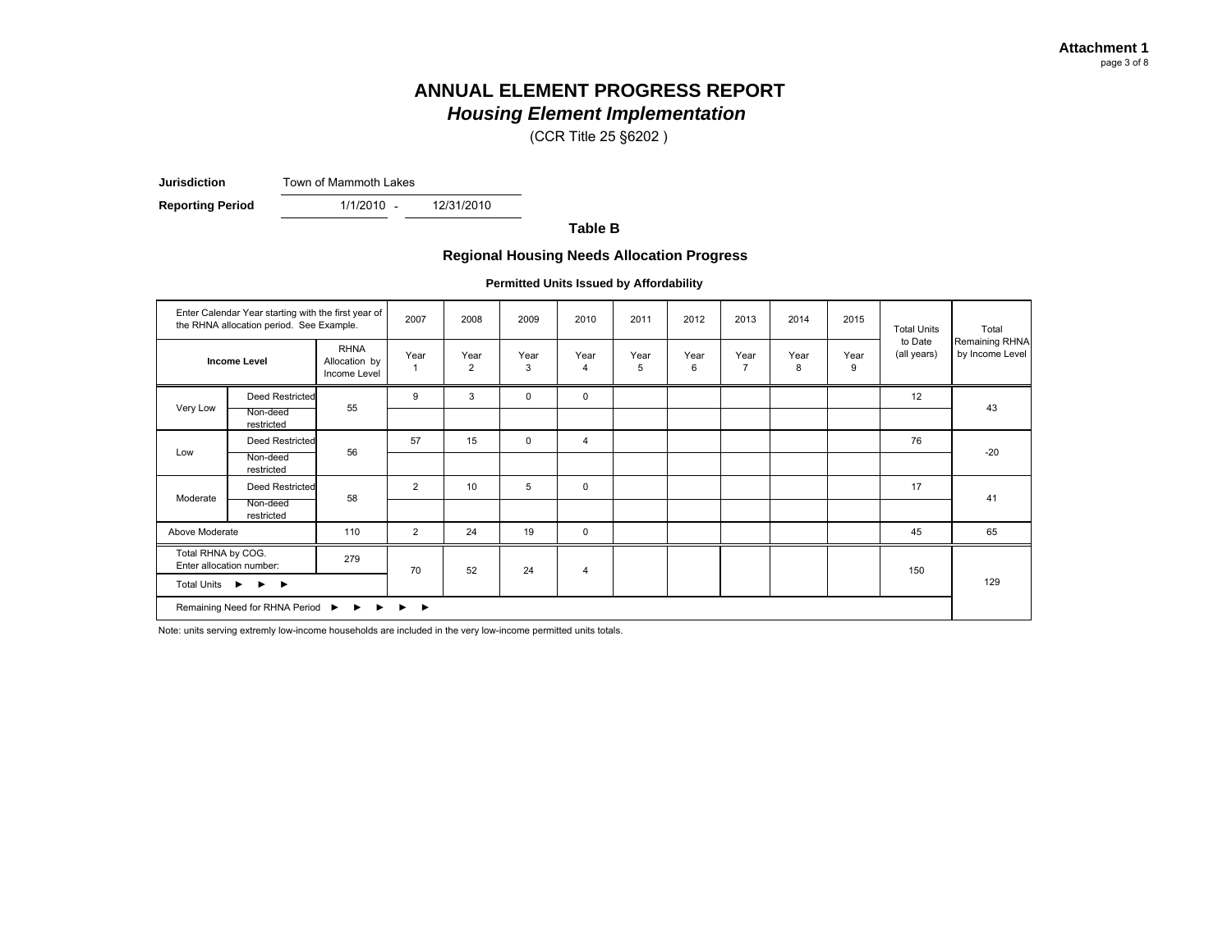**Attachment 1**
page 3 of 8

# ANNUAL ELEMENT PROGRESS REPORT
## *Housing Element Implementation*

(CCR Title 25 §6202 )

**Jurisdiction** Town of Mammoth Lakes

**Reporting Period** 1/1/2010 - 12/31/2010

### Table B

### Regional Housing Needs Allocation Progress

**Permitted Units Issued by Affordability**

| Enter Calendar Year starting with the first year of the RHNA allocation period. See Example. | | | 2007 | 2008 | 2009 | 2010 | 2011 | 2012 | 2013 | 2014 | 2015 | Total Units to Date (all years) | Total Remaining RHNA by Income Level |
|---|---|---|---|---|---|---|---|---|---|---|---|---|---|
| **Income Level** | | RHNA Allocation by Income Level | Year 1 | Year 2 | Year 3 | Year 4 | Year 5 | Year 6 | Year 7 | Year 8 | Year 9 | | |
| Very Low | Deed Restricted | 55 | 9 | 3 | 0 | 0 | | | | | | 12 | 43 |
| | Non-deed restricted | | | | | | | | | | | | |
| Low | Deed Restricted | 56 | 57 | 15 | 0 | 4 | | | | | | 76 | -20 |
| | Non-deed restricted | | | | | | | | | | | | |
| Moderate | Deed Restricted | 58 | 2 | 10 | 5 | 0 | | | | | | 17 | 41 |
| | Non-deed restricted | | | | | | | | | | | | |
| Above Moderate | | 110 | 2 | 24 | 19 | 0 | | | | | | 45 | 65 |
| Total RHNA by COG. Enter allocation number: | | 279 | 70 | 52 | 24 | 4 | | | | | | 150 | 129 |
| Total Units ► ► ► | | | | | | | | | | | | | |
| Remaining Need for RHNA Period ► ► ► ► ► | | | | | | | | | | | | | |

Note: units serving extremly low-income households are included in the very low-income permitted units totals.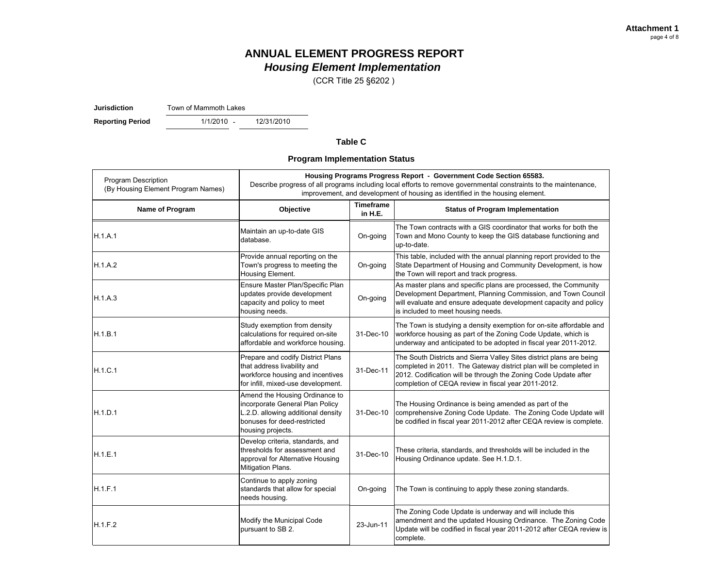**Attachment 1**

# ANNUAL ELEMENT PROGRESS REPORT
## *Housing Element Implementation*

(CCR Title 25 §6202 )

**Jurisdiction** Town of Mammoth Lakes

**Reporting Period** 1/1/2010 - 12/31/2010

### Table C

### Program Implementation Status

| Program Description (By Housing Element Program Names) | **Housing Programs Progress Report - Government Code Section 65583.** Describe progress of all programs including local efforts to remove governmental constraints to the maintenance, improvement, and development of housing as identified in the housing element. | | |
|---|---|---|---|
| **Name of Program** | **Objective** | **Timeframe in H.E.** | **Status of Program Implementation** |
| H.1.A.1 | Maintain an up-to-date GIS database. | On-going | The Town contracts with a GIS coordinator that works for both the Town and Mono County to keep the GIS database functioning and up-to-date. |
| H.1.A.2 | Provide annual reporting on the Town's progress to meeting the Housing Element. | On-going | This table, included with the annual planning report provided to the State Department of Housing and Community Development, is how the Town will report and track progress. |
| H.1.A.3 | Ensure Master Plan/Specific Plan updates provide development capacity and policy to meet housing needs. | On-going | As master plans and specific plans are processed, the Community Development Department, Planning Commission, and Town Council will evaluate and ensure adequate development capacity and policy is included to meet housing needs. |
| H.1.B.1 | Study exemption from density calculations for required on-site affordable and workforce housing. | 31-Dec-10 | The Town is studying a density exemption for on-site affordable and workforce housing as part of the Zoning Code Update, which is underway and anticipated to be adopted in fiscal year 2011-2012. |
| H.1.C.1 | Prepare and codify District Plans that address livability and workforce housing and incentives for infill, mixed-use development. | 31-Dec-11 | The South Districts and Sierra Valley Sites district plans are being completed in 2011. The Gateway district plan will be completed in 2012. Codification will be through the Zoning Code Update after completion of CEQA review in fiscal year 2011-2012. |
| H.1.D.1 | Amend the Housing Ordinance to incorporate General Plan Policy L.2.D. allowing additional density bonuses for deed-restricted housing projects. | 31-Dec-10 | The Housing Ordinance is being amended as part of the comprehensive Zoning Code Update. The Zoning Code Update will be codified in fiscal year 2011-2012 after CEQA review is complete. |
| H.1.E.1 | Develop criteria, standards, and thresholds for assessment and approval for Alternative Housing Mitigation Plans. | 31-Dec-10 | These criteria, standards, and thresholds will be included in the Housing Ordinance update. See H.1.D.1. |
| H.1.F.1 | Continue to apply zoning standards that allow for special needs housing. | On-going | The Town is continuing to apply these zoning standards. |
| H.1.F.2 | Modify the Municipal Code pursuant to SB 2. | 23-Jun-11 | The Zoning Code Update is underway and will include this amendment and the updated Housing Ordinance. The Zoning Code Update will be codified in fiscal year 2011-2012 after CEQA review is complete. |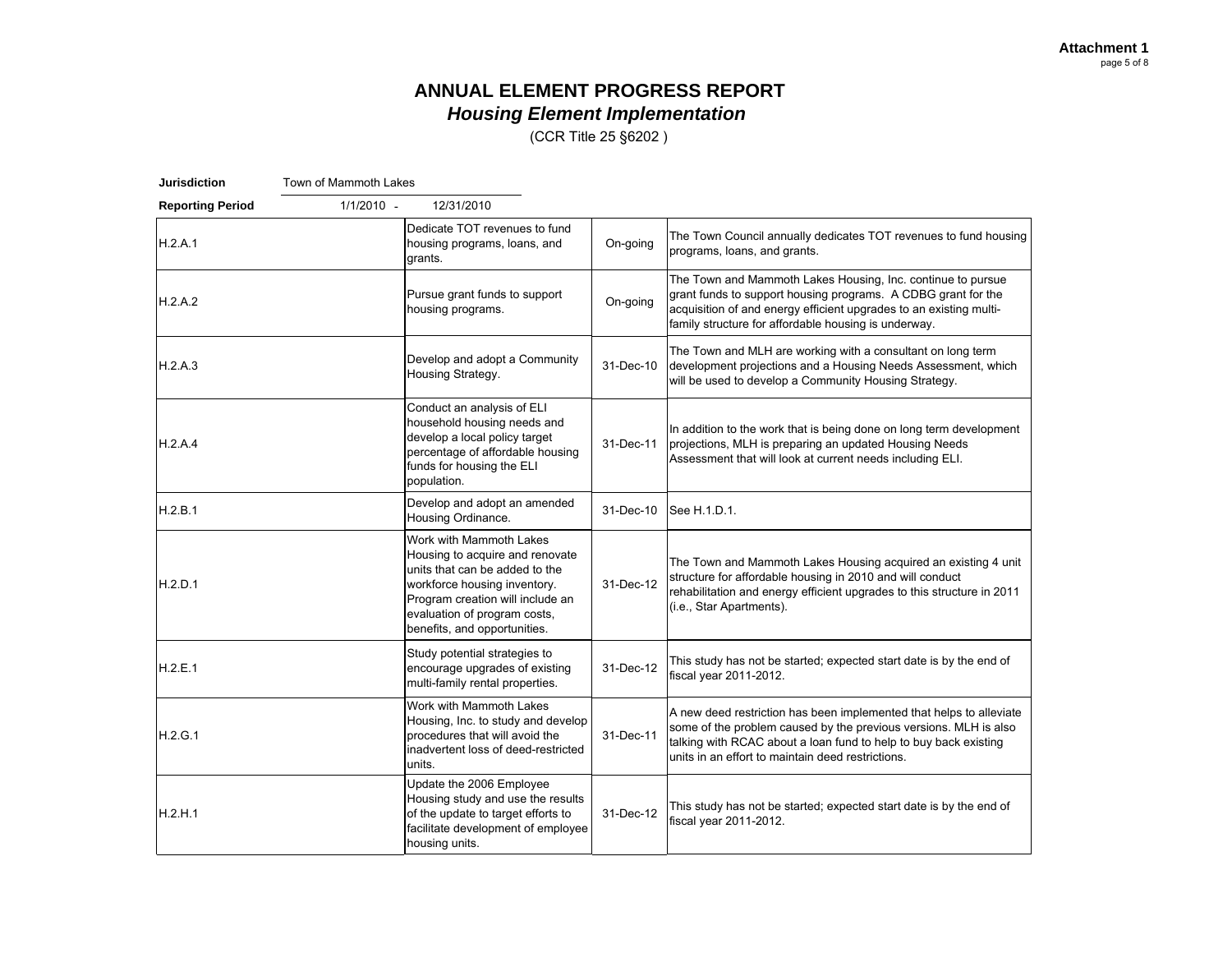**Attachment 1**

# ANNUAL ELEMENT PROGRESS REPORT
## *Housing Element Implementation*

(CCR Title 25 §6202 )

**Jurisdiction** Town of Mammoth Lakes

**Reporting Period** 1/1/2010 - 12/31/2010

| | | | |
|---|---|---|---|
| H.2.A.1 | Dedicate TOT revenues to fund housing programs, loans, and grants. | On-going | The Town Council annually dedicates TOT revenues to fund housing programs, loans, and grants. |
| H.2.A.2 | Pursue grant funds to support housing programs. | On-going | The Town and Mammoth Lakes Housing, Inc. continue to pursue grant funds to support housing programs. A CDBG grant for the acquisition of and energy efficient upgrades to an existing multi-family structure for affordable housing is underway. |
| H.2.A.3 | Develop and adopt a Community Housing Strategy. | 31-Dec-10 | The Town and MLH are working with a consultant on long term development projections and a Housing Needs Assessment, which will be used to develop a Community Housing Strategy. |
| H.2.A.4 | Conduct an analysis of ELI household housing needs and develop a local policy target percentage of affordable housing funds for housing the ELI population. | 31-Dec-11 | In addition to the work that is being done on long term development projections, MLH is preparing an updated Housing Needs Assessment that will look at current needs including ELI. |
| H.2.B.1 | Develop and adopt an amended Housing Ordinance. | 31-Dec-10 | See H.1.D.1. |
| H.2.D.1 | Work with Mammoth Lakes Housing to acquire and renovate units that can be added to the workforce housing inventory. Program creation will include an evaluation of program costs, benefits, and opportunities. | 31-Dec-12 | The Town and Mammoth Lakes Housing acquired an existing 4 unit structure for affordable housing in 2010 and will conduct rehabilitation and energy efficient upgrades to this structure in 2011 (i.e., Star Apartments). |
| H.2.E.1 | Study potential strategies to encourage upgrades of existing multi-family rental properties. | 31-Dec-12 | This study has not be started; expected start date is by the end of fiscal year 2011-2012. |
| H.2.G.1 | Work with Mammoth Lakes Housing, Inc. to study and develop procedures that will avoid the inadvertent loss of deed-restricted units. | 31-Dec-11 | A new deed restriction has been implemented that helps to alleviate some of the problem caused by the previous versions. MLH is also talking with RCAC about a loan fund to help to buy back existing units in an effort to maintain deed restrictions. |
| H.2.H.1 | Update the 2006 Employee Housing study and use the results of the update to target efforts to facilitate development of employee housing units. | 31-Dec-12 | This study has not be started; expected start date is by the end of fiscal year 2011-2012. |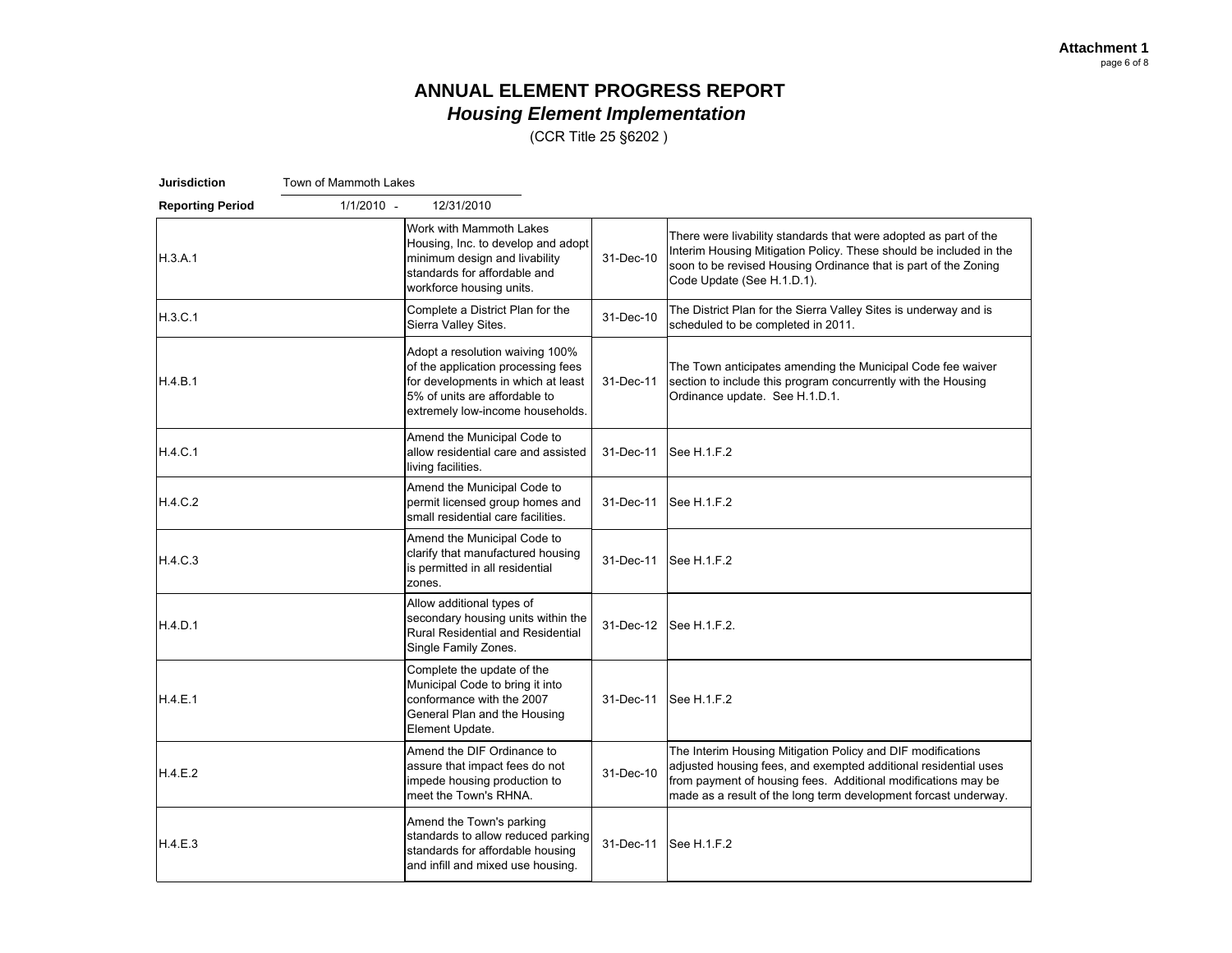**Attachment 1**

# ANNUAL ELEMENT PROGRESS REPORT
## *Housing Element Implementation*

(CCR Title 25 §6202 )

**Jurisdiction** Town of Mammoth Lakes

**Reporting Period** 1/1/2010 - 12/31/2010

| | | | |
|---|---|---|---|
| H.3.A.1 | Work with Mammoth Lakes Housing, Inc. to develop and adopt minimum design and livability standards for affordable and workforce housing units. | 31-Dec-10 | There were livability standards that were adopted as part of the Interim Housing Mitigation Policy. These should be included in the soon to be revised Housing Ordinance that is part of the Zoning Code Update (See H.1.D.1). |
| H.3.C.1 | Complete a District Plan for the Sierra Valley Sites. | 31-Dec-10 | The District Plan for the Sierra Valley Sites is underway and is scheduled to be completed in 2011. |
| H.4.B.1 | Adopt a resolution waiving 100% of the application processing fees for developments in which at least 5% of units are affordable to extremely low-income households. | 31-Dec-11 | The Town anticipates amending the Municipal Code fee waiver section to include this program concurrently with the Housing Ordinance update. See H.1.D.1. |
| H.4.C.1 | Amend the Municipal Code to allow residential care and assisted living facilities. | 31-Dec-11 | See H.1.F.2 |
| H.4.C.2 | Amend the Municipal Code to permit licensed group homes and small residential care facilities. | 31-Dec-11 | See H.1.F.2 |
| H.4.C.3 | Amend the Municipal Code to clarify that manufactured housing is permitted in all residential zones. | 31-Dec-11 | See H.1.F.2 |
| H.4.D.1 | Allow additional types of secondary housing units within the Rural Residential and Residential Single Family Zones. | 31-Dec-12 | See H.1.F.2. |
| H.4.E.1 | Complete the update of the Municipal Code to bring it into conformance with the 2007 General Plan and the Housing Element Update. | 31-Dec-11 | See H.1.F.2 |
| H.4.E.2 | Amend the DIF Ordinance to assure that impact fees do not impede housing production to meet the Town's RHNA. | 31-Dec-10 | The Interim Housing Mitigation Policy and DIF modifications adjusted housing fees, and exempted additional residential uses from payment of housing fees. Additional modifications may be made as a result of the long term development forcast underway. |
| H.4.E.3 | Amend the Town's parking standards to allow reduced parking standards for affordable housing and infill and mixed use housing. | 31-Dec-11 | See H.1.F.2 |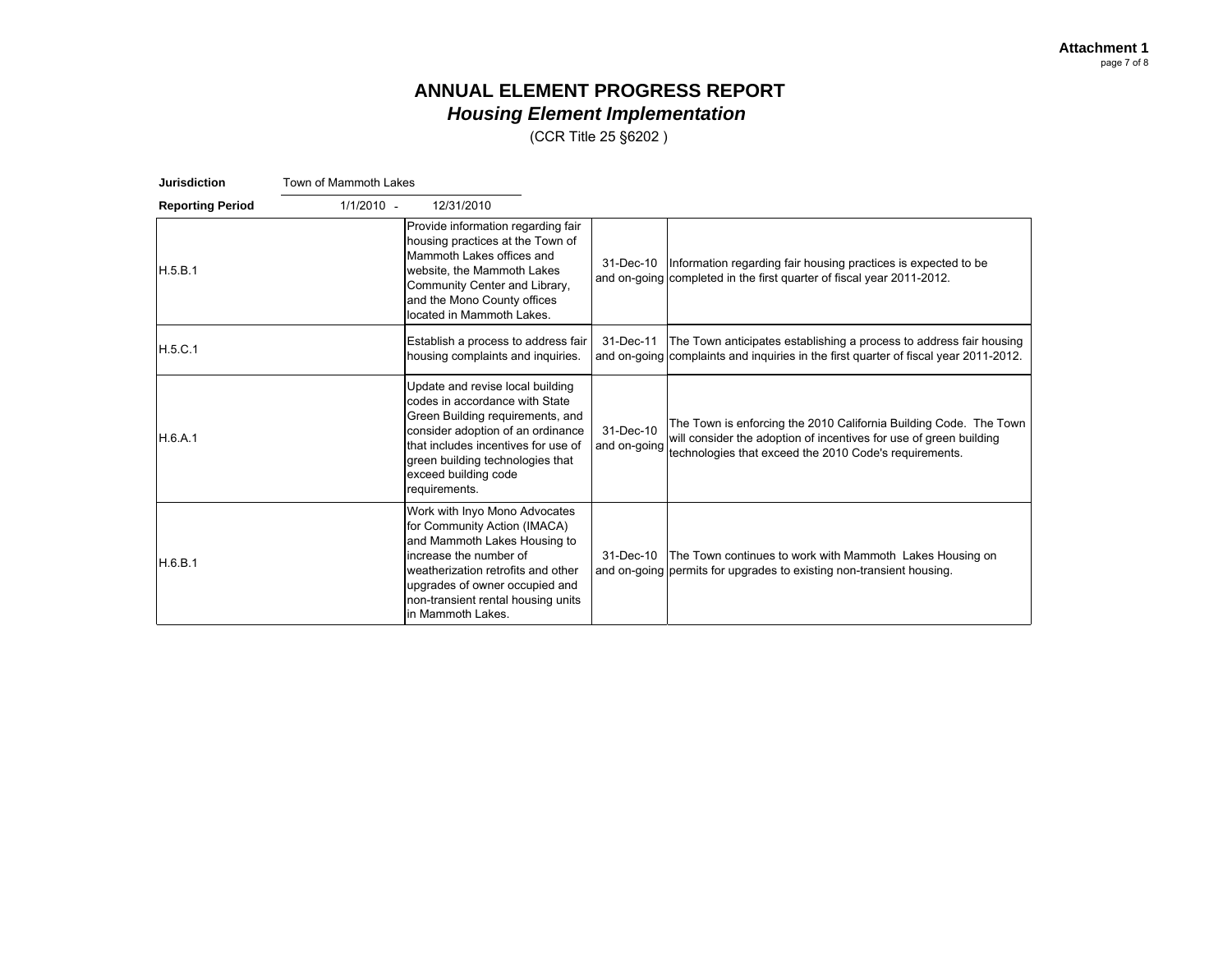**Attachment 1**

# ANNUAL ELEMENT PROGRESS REPORT
## *Housing Element Implementation*
(CCR Title 25 §6202 )

**Jurisdiction** Town of Mammoth Lakes

**Reporting Period** 1/1/2010 - 12/31/2010

| | | | |
|---|---|---|---|
| H.5.B.1 | Provide information regarding fair housing practices at the Town of Mammoth Lakes offices and website, the Mammoth Lakes Community Center and Library, and the Mono County offices located in Mammoth Lakes. | 31-Dec-10 and on-going | Information regarding fair housing practices is expected to be completed in the first quarter of fiscal year 2011-2012. |
| H.5.C.1 | Establish a process to address fair housing complaints and inquiries. | 31-Dec-11 and on-going | The Town anticipates establishing a process to address fair housing complaints and inquiries in the first quarter of fiscal year 2011-2012. |
| H.6.A.1 | Update and revise local building codes in accordance with State Green Building requirements, and consider adoption of an ordinance that includes incentives for use of green building technologies that exceed building code requirements. | 31-Dec-10 and on-going | The Town is enforcing the 2010 California Building Code. The Town will consider the adoption of incentives for use of green building technologies that exceed the 2010 Code's requirements. |
| H.6.B.1 | Work with Inyo Mono Advocates for Community Action (IMACA) and Mammoth Lakes Housing to increase the number of weatherization retrofits and other upgrades of owner occupied and non-transient rental housing units in Mammoth Lakes. | 31-Dec-10 and on-going | The Town continues to work with Mammoth Lakes Housing on permits for upgrades to existing non-transient housing. |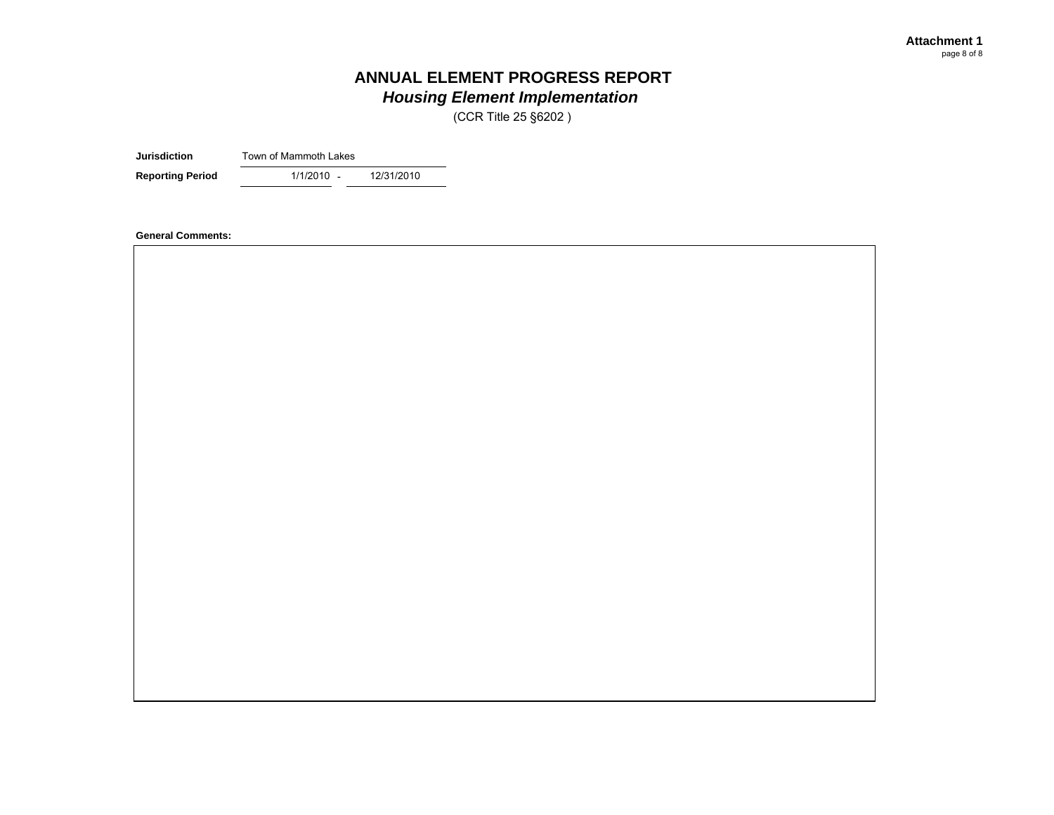# ANNUAL ELEMENT PROGRESS REPORT

## *Housing Element Implementation*

(CCR Title 25 §6202 )

**Jurisdiction** Town of Mammoth Lakes

**Reporting Period** 1/1/2010 - 12/31/2010

**General Comments:**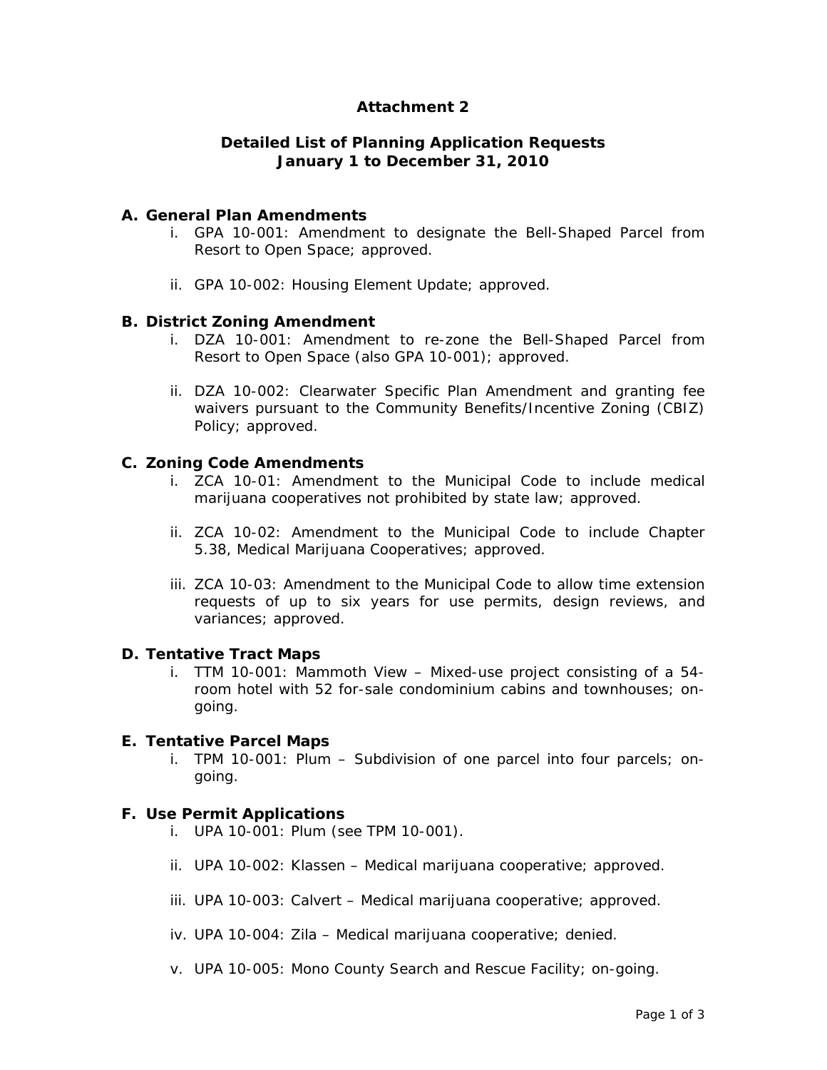# Attachment 2

## Detailed List of Planning Application Requests
## January 1 to December 31, 2010

### A. General Plan Amendments

i. GPA 10-001: Amendment to designate the Bell-Shaped Parcel from Resort to Open Space; approved.

ii. GPA 10-002: Housing Element Update; approved.

### B. District Zoning Amendment

i. DZA 10-001: Amendment to re-zone the Bell-Shaped Parcel from Resort to Open Space (also GPA 10-001); approved.

ii. DZA 10-002: Clearwater Specific Plan Amendment and granting fee waivers pursuant to the Community Benefits/Incentive Zoning (CBIZ) Policy; approved.

### C. Zoning Code Amendments

i. ZCA 10-01: Amendment to the Municipal Code to include medical marijuana cooperatives not prohibited by state law; approved.

ii. ZCA 10-02: Amendment to the Municipal Code to include Chapter 5.38, Medical Marijuana Cooperatives; approved.

iii. ZCA 10-03: Amendment to the Municipal Code to allow time extension requests of up to six years for use permits, design reviews, and variances; approved.

### D. Tentative Tract Maps

i. TTM 10-001: Mammoth View – Mixed-use project consisting of a 54-room hotel with 52 for-sale condominium cabins and townhouses; on-going.

### E. Tentative Parcel Maps

i. TPM 10-001: Plum – Subdivision of one parcel into four parcels; on-going.

### F. Use Permit Applications

i. UPA 10-001: Plum (see TPM 10-001).

ii. UPA 10-002: Klassen – Medical marijuana cooperative; approved.

iii. UPA 10-003: Calvert – Medical marijuana cooperative; approved.

iv. UPA 10-004: Zila – Medical marijuana cooperative; denied.

v. UPA 10-005: Mono County Search and Rescue Facility; on-going.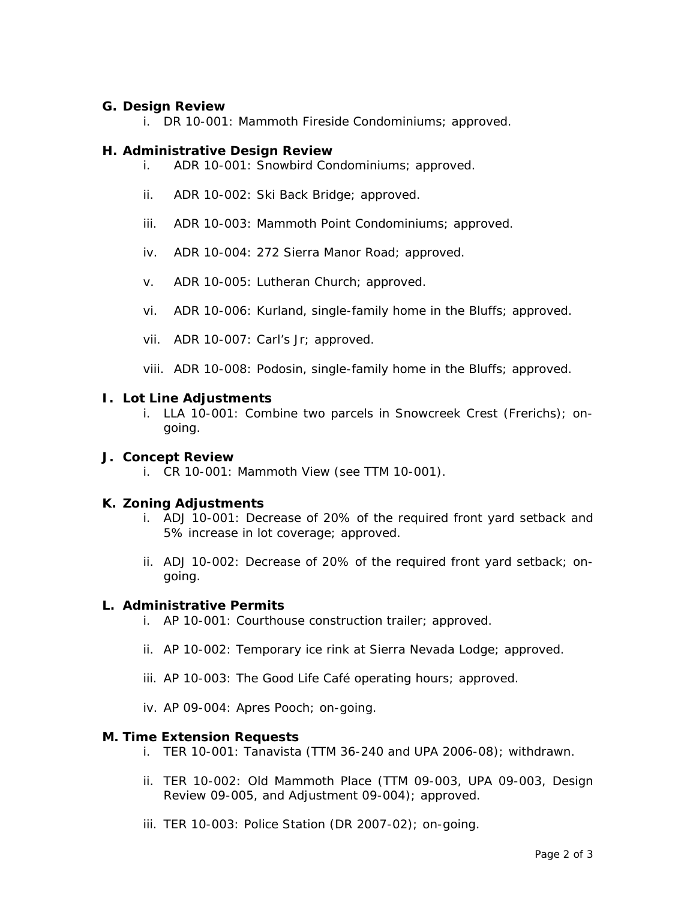**G. Design Review**

i. DR 10-001: Mammoth Fireside Condominiums; approved.

**H. Administrative Design Review**

i. ADR 10-001: Snowbird Condominiums; approved.

ii. ADR 10-002: Ski Back Bridge; approved.

iii. ADR 10-003: Mammoth Point Condominiums; approved.

iv. ADR 10-004: 272 Sierra Manor Road; approved.

v. ADR 10-005: Lutheran Church; approved.

vi. ADR 10-006: Kurland, single-family home in the Bluffs; approved.

vii. ADR 10-007: Carl's Jr; approved.

viii. ADR 10-008: Podosin, single-family home in the Bluffs; approved.

**I. Lot Line Adjustments**

i. LLA 10-001: Combine two parcels in Snowcreek Crest (Frerichs); on-going.

**J. Concept Review**

i. CR 10-001: Mammoth View (see TTM 10-001).

**K. Zoning Adjustments**

i. ADJ 10-001: Decrease of 20% of the required front yard setback and 5% increase in lot coverage; approved.

ii. ADJ 10-002: Decrease of 20% of the required front yard setback; on-going.

**L. Administrative Permits**

i. AP 10-001: Courthouse construction trailer; approved.

ii. AP 10-002: Temporary ice rink at Sierra Nevada Lodge; approved.

iii. AP 10-003: The Good Life Café operating hours; approved.

iv. AP 09-004: Apres Pooch; on-going.

**M. Time Extension Requests**

i. TER 10-001: Tanavista (TTM 36-240 and UPA 2006-08); withdrawn.

ii. TER 10-002: Old Mammoth Place (TTM 09-003, UPA 09-003, Design Review 09-005, and Adjustment 09-004); approved.

iii. TER 10-003: Police Station (DR 2007-02); on-going.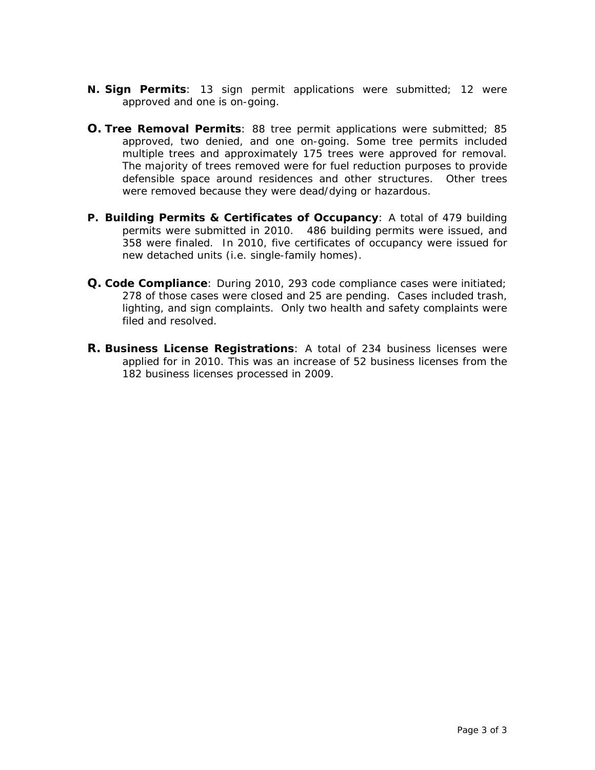**N. Sign Permits**: 13 sign permit applications were submitted; 12 were approved and one is on-going.

**O. Tree Removal Permits**: 88 tree permit applications were submitted; 85 approved, two denied, and one on-going. Some tree permits included multiple trees and approximately 175 trees were approved for removal. The majority of trees removed were for fuel reduction purposes to provide defensible space around residences and other structures. Other trees were removed because they were dead/dying or hazardous.

**P. Building Permits & Certificates of Occupancy**: A total of 479 building permits were submitted in 2010. 486 building permits were issued, and 358 were finaled. In 2010, five certificates of occupancy were issued for new detached units (i.e. single-family homes).

**Q. Code Compliance**: During 2010, 293 code compliance cases were initiated; 278 of those cases were closed and 25 are pending. Cases included trash, lighting, and sign complaints. Only two health and safety complaints were filed and resolved.

**R. Business License Registrations**: A total of 234 business licenses were applied for in 2010. This was an increase of 52 business licenses from the 182 business licenses processed in 2009.